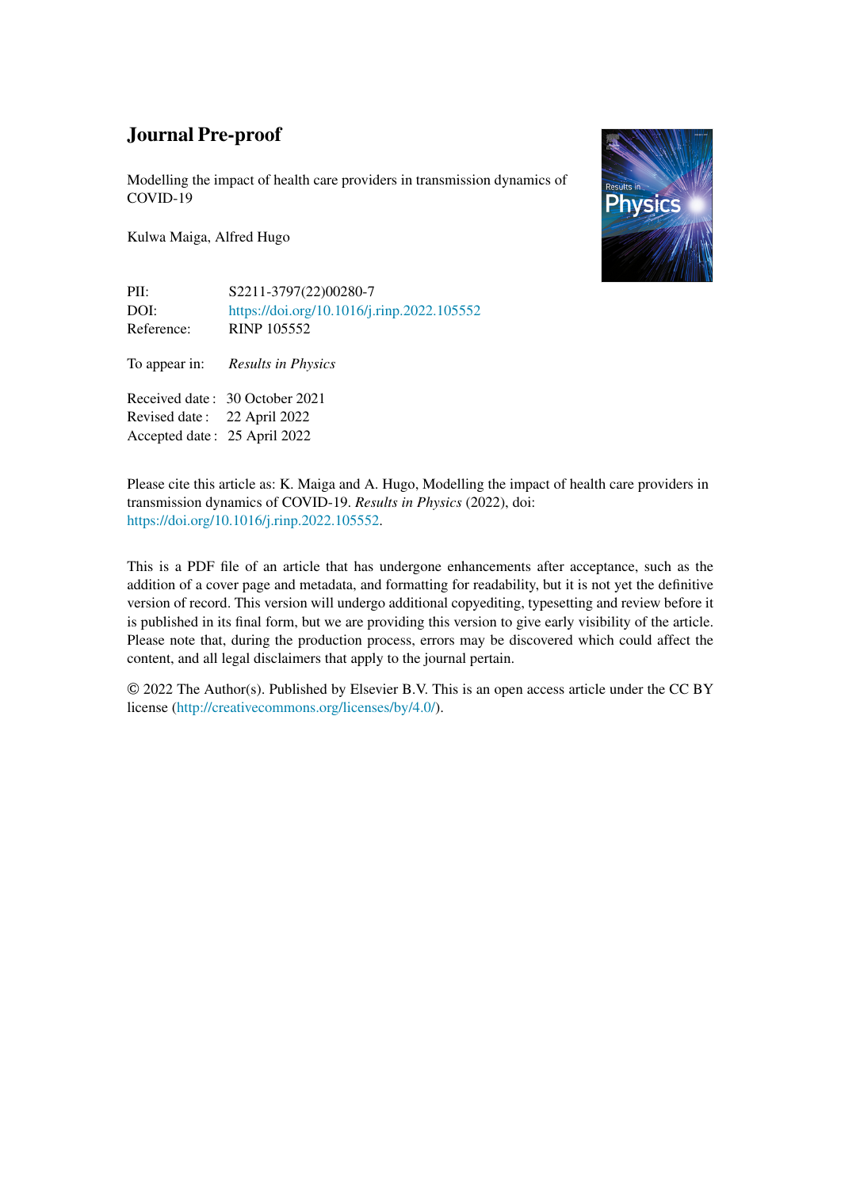# Journal Pre-proof

Modelling the impact of health care providers in transmission dynamics of COVID-19

Kulwa Maiga, Alfred Hugo

| | |
|---|---|
| PII: | S2211-3797(22)00280-7 |
| DOI: | https://doi.org/10.1016/j.rinp.2022.105552 |
| Reference: | RINP 105552 |
| To appear in: | *Results in Physics* |
| Received date : | 30 October 2021 |
| Revised date : | 22 April 2022 |
| Accepted date : | 25 April 2022 |

Please cite this article as: K. Maiga and A. Hugo, Modelling the impact of health care providers in transmission dynamics of COVID-19. *Results in Physics* (2022), doi: https://doi.org/10.1016/j.rinp.2022.105552.

This is a PDF file of an article that has undergone enhancements after acceptance, such as the addition of a cover page and metadata, and formatting for readability, but it is not yet the definitive version of record. This version will undergo additional copyediting, typesetting and review before it is published in its final form, but we are providing this version to give early visibility of the article. Please note that, during the production process, errors may be discovered which could affect the content, and all legal disclaimers that apply to the journal pertain.

© 2022 The Author(s). Published by Elsevier B.V. This is an open access article under the CC BY license (http://creativecommons.org/licenses/by/4.0/).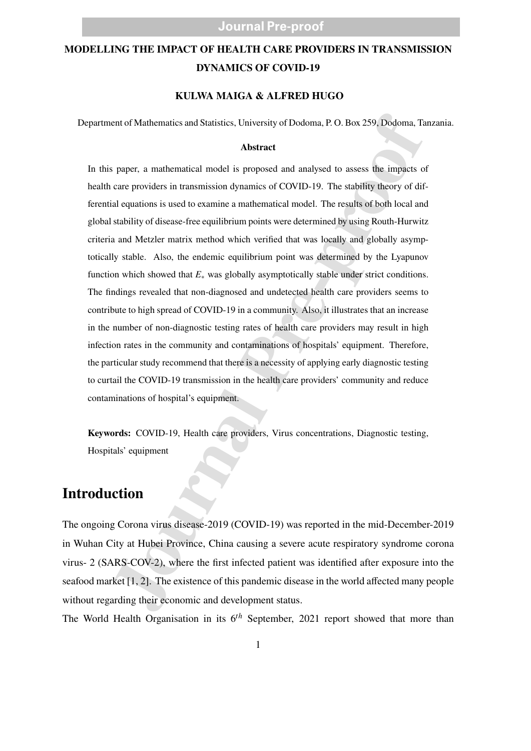# MODELLING THE IMPACT OF HEALTH CARE PROVIDERS IN TRANSMISSION DYNAMICS OF COVID-19

**KULWA MAIGA & ALFRED HUGO**

Department of Mathematics and Statistics, University of Dodoma, P. O. Box 259, Dodoma, Tanzania.

## Abstract

In this paper, a mathematical model is proposed and analysed to assess the impacts of health care providers in transmission dynamics of COVID-19. The stability theory of differential equations is used to examine a mathematical model. The results of both local and global stability of disease-free equilibrium points were determined by using Routh-Hurwitz criteria and Metzler matrix method which verified that was locally and globally asymptotically stable. Also, the endemic equilibrium point was determined by the Lyapunov function which showed that $E_*$ was globally asymptotically stable under strict conditions. The findings revealed that non-diagnosed and undetected health care providers seems to contribute to high spread of COVID-19 in a community. Also, it illustrates that an increase in the number of non-diagnostic testing rates of health care providers may result in high infection rates in the community and contaminations of hospitals' equipment. Therefore, the particular study recommend that there is a necessity of applying early diagnostic testing to curtail the COVID-19 transmission in the health care providers' community and reduce contaminations of hospital's equipment.

**Keywords:** COVID-19, Health care providers, Virus concentrations, Diagnostic testing, Hospitals' equipment

# Introduction

The ongoing Corona virus disease-2019 (COVID-19) was reported in the mid-December-2019 in Wuhan City at Hubei Province, China causing a severe acute respiratory syndrome corona virus- 2 (SARS-COV-2), where the first infected patient was identified after exposure into the seafood market [1, 2]. The existence of this pandemic disease in the world affected many people without regarding their economic and development status.

The World Health Organisation in its $6^{th}$ September, 2021 report showed that more than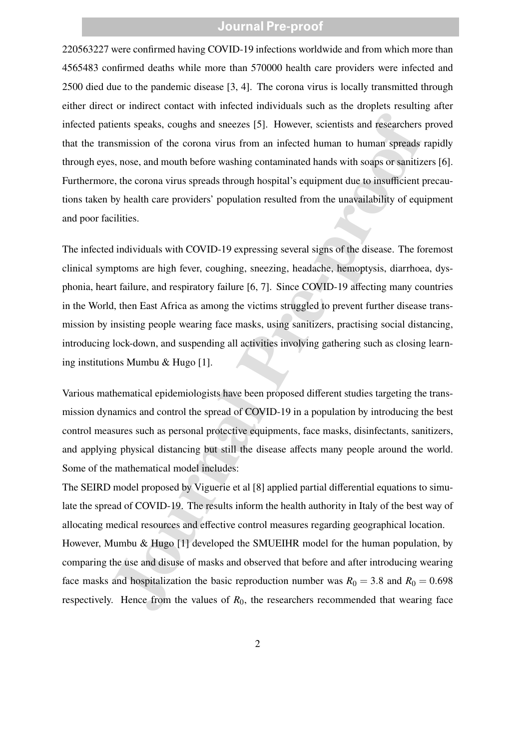220563227 were confirmed having COVID-19 infections worldwide and from which more than 4565483 confirmed deaths while more than 570000 health care providers were infected and 2500 died due to the pandemic disease [3, 4]. The corona virus is locally transmitted through either direct or indirect contact with infected individuals such as the droplets resulting after infected patients speaks, coughs and sneezes [5]. However, scientists and researchers proved that the transmission of the corona virus from an infected human to human spreads rapidly through eyes, nose, and mouth before washing contaminated hands with soaps or sanitizers [6]. Furthermore, the corona virus spreads through hospital's equipment due to insufficient precautions taken by health care providers' population resulted from the unavailability of equipment and poor facilities.

The infected individuals with COVID-19 expressing several signs of the disease. The foremost clinical symptoms are high fever, coughing, sneezing, headache, hemoptysis, diarrhoea, dysphonia, heart failure, and respiratory failure [6, 7]. Since COVID-19 affecting many countries in the World, then East Africa as among the victims struggled to prevent further disease transmission by insisting people wearing face masks, using sanitizers, practising social distancing, introducing lock-down, and suspending all activities involving gathering such as closing learning institutions Mumbu & Hugo [1].

Various mathematical epidemiologists have been proposed different studies targeting the transmission dynamics and control the spread of COVID-19 in a population by introducing the best control measures such as personal protective equipments, face masks, disinfectants, sanitizers, and applying physical distancing but still the disease affects many people around the world. Some of the mathematical model includes:

The SEIRD model proposed by Viguerie et al [8] applied partial differential equations to simulate the spread of COVID-19. The results inform the health authority in Italy of the best way of allocating medical resources and effective control measures regarding geographical location.

However, Mumbu & Hugo [1] developed the SMUEIHR model for the human population, by comparing the use and disuse of masks and observed that before and after introducing wearing face masks and hospitalization the basic reproduction number was $R_0 = 3.8$ and $R_0 = 0.698$ respectively. Hence from the values of $R_0$, the researchers recommended that wearing face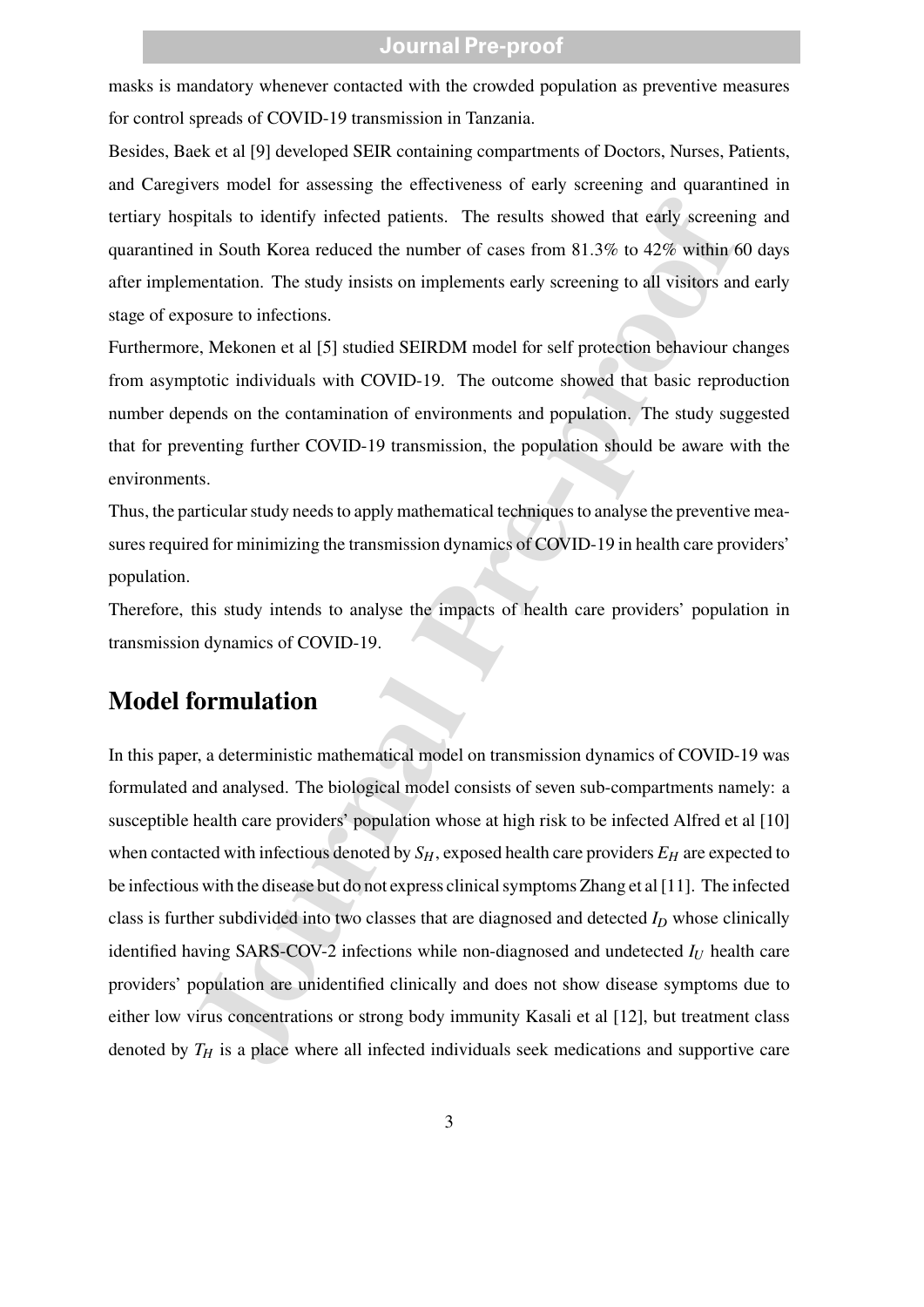masks is mandatory whenever contacted with the crowded population as preventive measures for control spreads of COVID-19 transmission in Tanzania.

Besides, Baek et al [9] developed SEIR containing compartments of Doctors, Nurses, Patients, and Caregivers model for assessing the effectiveness of early screening and quarantined in tertiary hospitals to identify infected patients. The results showed that early screening and quarantined in South Korea reduced the number of cases from 81.3% to 42% within 60 days after implementation. The study insists on implements early screening to all visitors and early stage of exposure to infections.

Furthermore, Mekonen et al [5] studied SEIRDM model for self protection behaviour changes from asymptotic individuals with COVID-19. The outcome showed that basic reproduction number depends on the contamination of environments and population. The study suggested that for preventing further COVID-19 transmission, the population should be aware with the environments.

Thus, the particular study needs to apply mathematical techniques to analyse the preventive measures required for minimizing the transmission dynamics of COVID-19 in health care providers' population.

Therefore, this study intends to analyse the impacts of health care providers' population in transmission dynamics of COVID-19.

## Model formulation

In this paper, a deterministic mathematical model on transmission dynamics of COVID-19 was formulated and analysed. The biological model consists of seven sub-compartments namely: a susceptible health care providers' population whose at high risk to be infected Alfred et al [10] when contacted with infectious denoted by $S_H$, exposed health care providers $E_H$ are expected to be infectious with the disease but do not express clinical symptoms Zhang et al [11]. The infected class is further subdivided into two classes that are diagnosed and detected $I_D$ whose clinically identified having SARS-COV-2 infections while non-diagnosed and undetected $I_U$ health care providers' population are unidentified clinically and does not show disease symptoms due to either low virus concentrations or strong body immunity Kasali et al [12], but treatment class denoted by $T_H$ is a place where all infected individuals seek medications and supportive care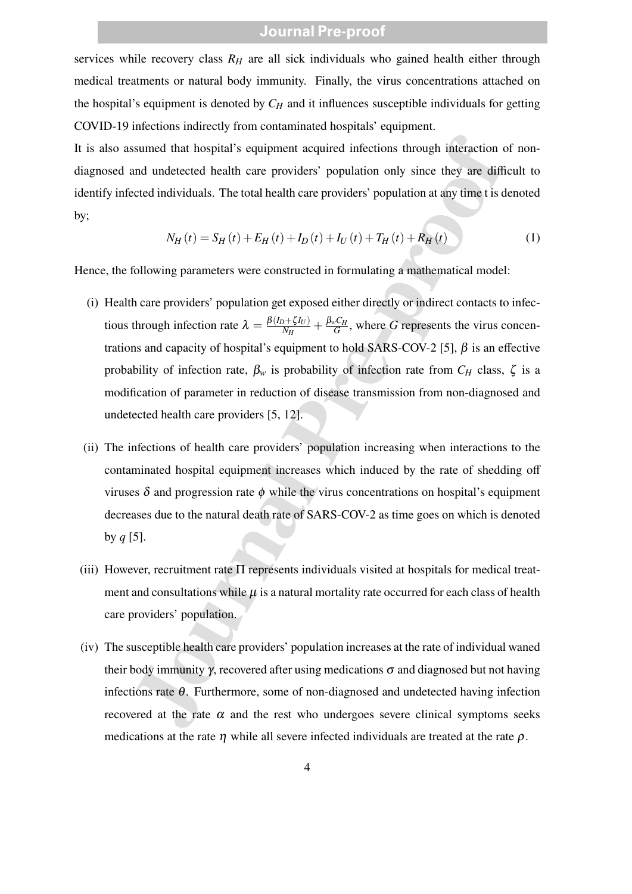services while recovery class $R_H$ are all sick individuals who gained health either through medical treatments or natural body immunity. Finally, the virus concentrations attached on the hospital's equipment is denoted by $C_H$ and it influences susceptible individuals for getting COVID-19 infections indirectly from contaminated hospitals' equipment.

It is also assumed that hospital's equipment acquired infections through interaction of non-diagnosed and undetected health care providers' population only since they are difficult to identify infected individuals. The total health care providers' population at any time t is denoted by;

$$N_H(t) = S_H(t) + E_H(t) + I_D(t) + I_U(t) + T_H(t) + R_H(t) \tag{1}$$

Hence, the following parameters were constructed in formulating a mathematical model:

(i) Health care providers' population get exposed either directly or indirect contacts to infectious through infection rate $\lambda = \frac{\beta(I_D+\zeta I_U)}{N_H} + \frac{\beta_w C_H}{G}$, where $G$ represents the virus concentrations and capacity of hospital's equipment to hold SARS-COV-2 [5], $\beta$ is an effective probability of infection rate, $\beta_w$ is probability of infection rate from $C_H$ class, $\zeta$ is a modification of parameter in reduction of disease transmission from non-diagnosed and undetected health care providers [5, 12].

(ii) The infections of health care providers' population increasing when interactions to the contaminated hospital equipment increases which induced by the rate of shedding off viruses $\delta$ and progression rate $\phi$ while the virus concentrations on hospital's equipment decreases due to the natural death rate of SARS-COV-2 as time goes on which is denoted by $q$ [5].

(iii) However, recruitment rate $\Pi$ represents individuals visited at hospitals for medical treatment and consultations while $\mu$ is a natural mortality rate occurred for each class of health care providers' population.

(iv) The susceptible health care providers' population increases at the rate of individual waned their body immunity $\gamma$, recovered after using medications $\sigma$ and diagnosed but not having infections rate $\theta$. Furthermore, some of non-diagnosed and undetected having infection recovered at the rate $\alpha$ and the rest who undergoes severe clinical symptoms seeks medications at the rate $\eta$ while all severe infected individuals are treated at the rate $\rho$.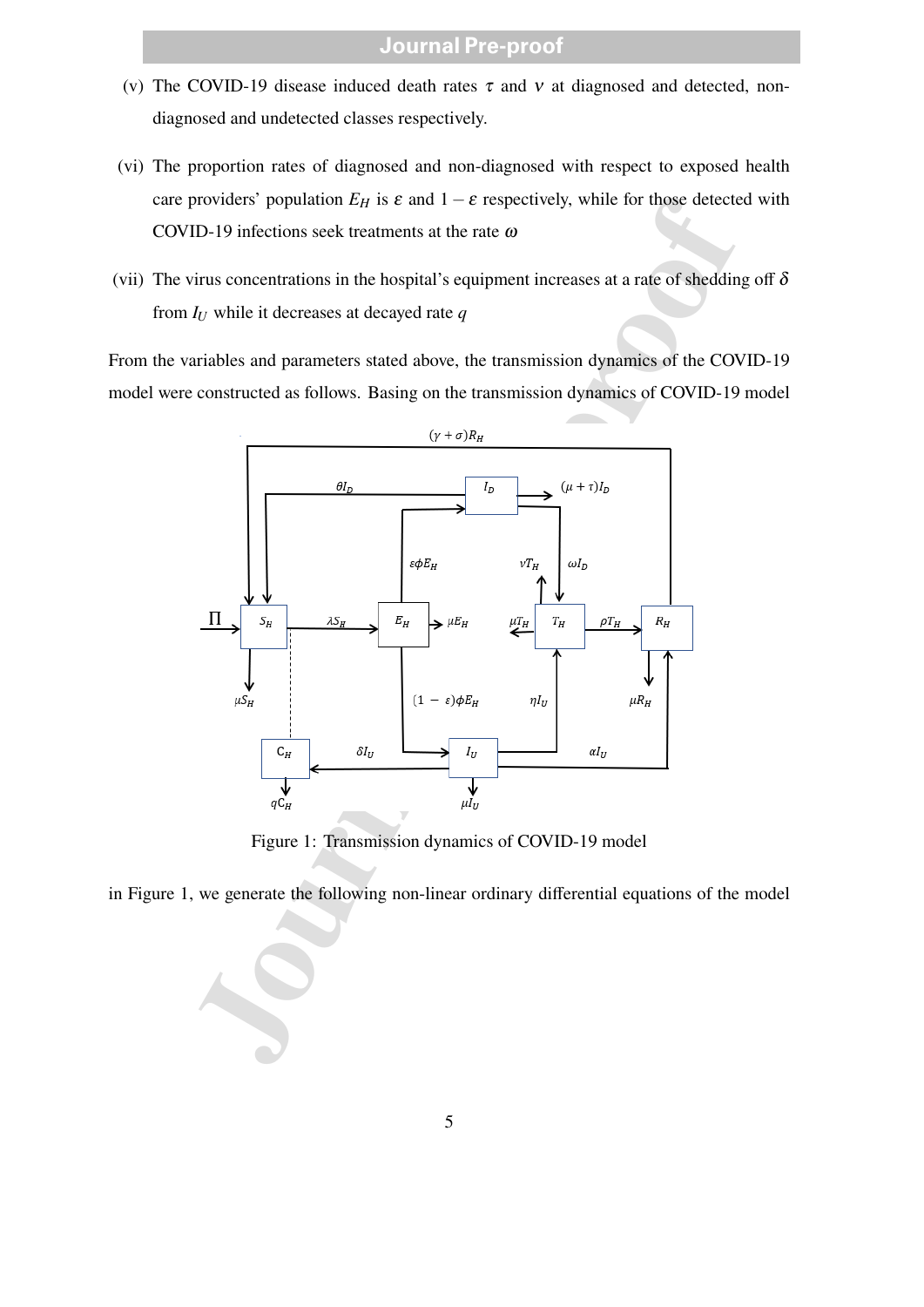(v) The COVID-19 disease induced death rates $\tau$ and $\nu$ at diagnosed and detected, non-diagnosed and undetected classes respectively.

(vi) The proportion rates of diagnosed and non-diagnosed with respect to exposed health care providers' population $E_H$ is $\varepsilon$ and $1-\varepsilon$ respectively, while for those detected with COVID-19 infections seek treatments at the rate $\omega$

(vii) The virus concentrations in the hospital's equipment increases at a rate of shedding off $\delta$ from $I_U$ while it decreases at decayed rate $q$

From the variables and parameters stated above, the transmission dynamics of the COVID-19 model were constructed as follows. Basing on the transmission dynamics of COVID-19 model

Figure 1: Transmission dynamics of COVID-19 model

in Figure 1, we generate the following non-linear ordinary differential equations of the model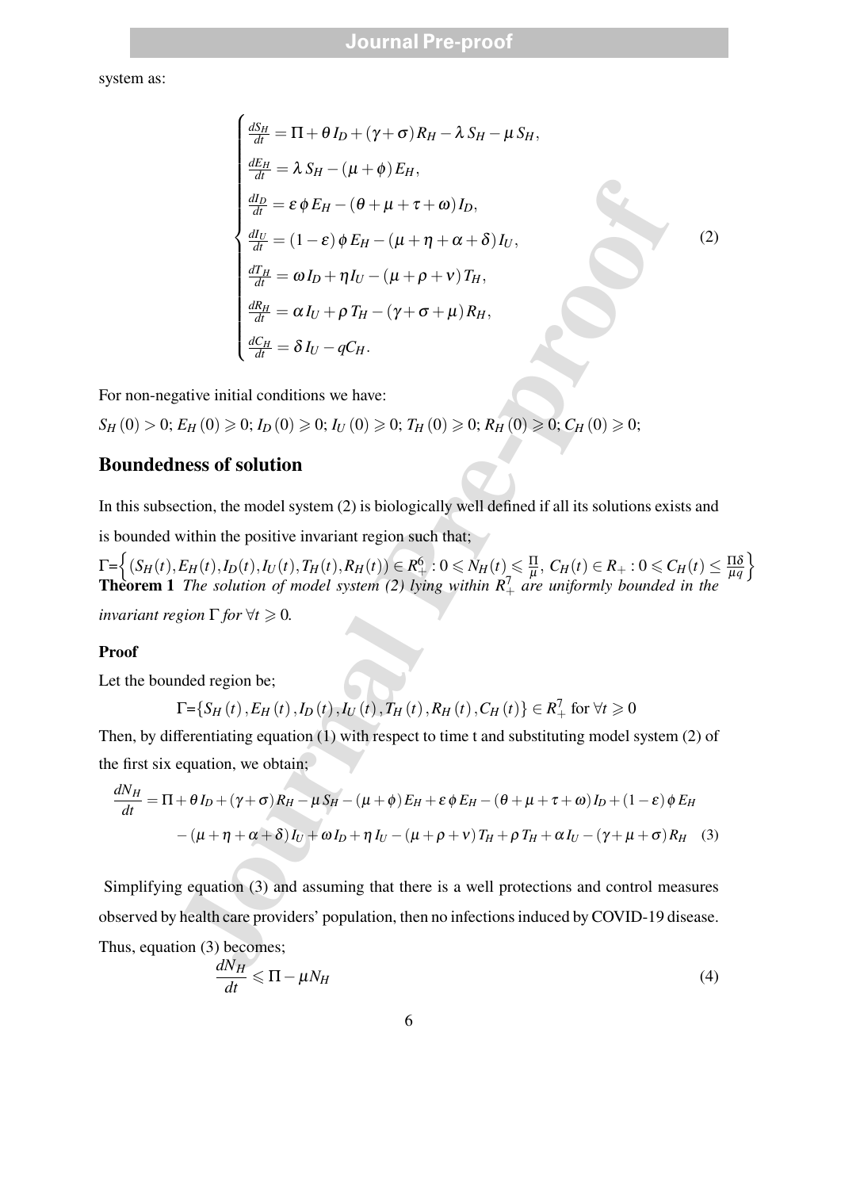system as:

$$
\begin{cases}
\frac{dS_H}{dt} = \Pi + \theta I_D + (\gamma + \sigma) R_H - \lambda S_H - \mu S_H, \\
\frac{dE_H}{dt} = \lambda S_H - (\mu + \phi) E_H, \\
\frac{dI_D}{dt} = \varepsilon \phi E_H - (\theta + \mu + \tau + \omega) I_D, \\
\frac{dI_U}{dt} = (1 - \varepsilon) \phi E_H - (\mu + \eta + \alpha + \delta) I_U, \\
\frac{dT_H}{dt} = \omega I_D + \eta I_U - (\mu + \rho + \nu) T_H, \\
\frac{dR_H}{dt} = \alpha I_U + \rho T_H - (\gamma + \sigma + \mu) R_H, \\
\frac{dC_H}{dt} = \delta I_U - q C_H.
\end{cases}
\tag{2}
$$

For non-negative initial conditions we have:

$S_H(0) > 0$; $E_H(0) \geqslant 0$; $I_D(0) \geqslant 0$; $I_U(0) \geqslant 0$; $T_H(0) \geqslant 0$; $R_H(0) \geqslant 0$; $C_H(0) \geqslant 0$;

## Boundedness of solution

In this subsection, the model system (2) is biologically well defined if all its solutions exists and is bounded within the positive invariant region such that;

$\Gamma = \left\{ (S_H(t), E_H(t), I_D(t), I_U(t), T_H(t), R_H(t)) \in R_+^6 : 0 \leqslant N_H(t) \leqslant \frac{\Pi}{\mu},\ C_H(t) \in R_+ : 0 \leqslant C_H(t) \leq \frac{\Pi\delta}{\mu q} \right\}$

**Theorem 1** *The solution of model system (2) lying within $R_+^7$ are uniformly bounded in the invariant region $\Gamma$ for $\forall t \geqslant 0$.*

### Proof

Let the bounded region be;

$$\Gamma = \{S_H(t), E_H(t), I_D(t), I_U(t), T_H(t), R_H(t), C_H(t)\} \in R_+^7 \text{ for } \forall t \geqslant 0$$

Then, by differentiating equation (1) with respect to time t and substituting model system (2) of the first six equation, we obtain;

$$
\begin{aligned}
\frac{dN_H}{dt} = \Pi + \theta I_D + (\gamma + \sigma) R_H - \mu S_H - (\mu + \phi) E_H + \varepsilon \phi E_H - (\theta + \mu + \tau + \omega) I_D + (1 - \varepsilon) \phi E_H \\
- (\mu + \eta + \alpha + \delta) I_U + \omega I_D + \eta I_U - (\mu + \rho + \nu) T_H + \rho T_H + \alpha I_U - (\gamma + \mu + \sigma) R_H
\end{aligned}
\tag{3}
$$

Simplifying equation (3) and assuming that there is a well protections and control measures observed by health care providers' population, then no infections induced by COVID-19 disease. Thus, equation (3) becomes;

$$\frac{dN_H}{dt} \leqslant \Pi - \mu N_H \tag{4}$$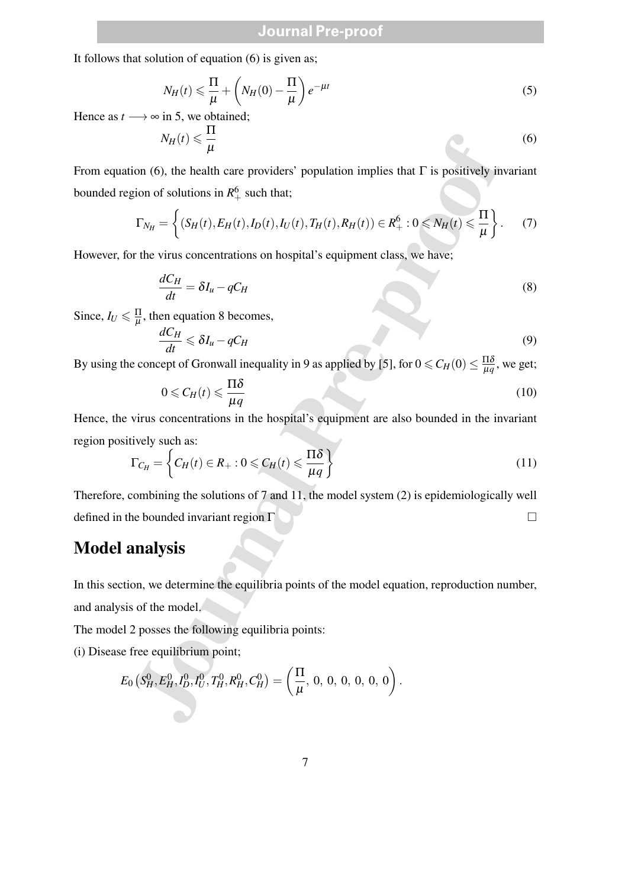It follows that solution of equation (6) is given as;

$$N_H(t) \leqslant \frac{\Pi}{\mu} + \left(N_H(0) - \frac{\Pi}{\mu}\right)e^{-\mu t} \tag{5}$$

Hence as $t \longrightarrow \infty$ in 5, we obtained;

$$N_H(t) \leqslant \frac{\Pi}{\mu} \tag{6}$$

From equation (6), the health care providers' population implies that $\Gamma$ is positively invariant bounded region of solutions in $R_+^6$ such that;

$$\Gamma_{N_H} = \left\{ (S_H(t), E_H(t), I_D(t), I_U(t), T_H(t), R_H(t)) \in R_+^6 : 0 \leqslant N_H(t) \leqslant \frac{\Pi}{\mu} \right\}. \tag{7}$$

However, for the virus concentrations on hospital's equipment class, we have;

$$\frac{dC_H}{dt} = \delta I_u - qC_H \tag{8}$$

Since, $I_U \leqslant \frac{\Pi}{\mu}$, then equation 8 becomes,

$$\frac{dC_H}{dt} \leqslant \delta I_u - qC_H \tag{9}$$

By using the concept of Gronwall inequality in 9 as applied by [5], for $0 \leqslant C_H(0) \leq \frac{\Pi\delta}{\mu q}$, we get;

$$0 \leqslant C_H(t) \leqslant \frac{\Pi\delta}{\mu q} \tag{10}$$

Hence, the virus concentrations in the hospital's equipment are also bounded in the invariant region positively such as:

$$\Gamma_{C_H} = \left\{ C_H(t) \in R_+ : 0 \leqslant C_H(t) \leqslant \frac{\Pi\delta}{\mu q} \right\} \tag{11}$$

Therefore, combining the solutions of 7 and 11, the model system (2) is epidemiologically well defined in the bounded invariant region $\Gamma$ □

# Model analysis

In this section, we determine the equilibria points of the model equation, reproduction number, and analysis of the model.

The model 2 posses the following equilibria points:

(i) Disease free equilibrium point;

$$E_0\left(S_H^0, E_H^0, I_D^0, I_U^0, T_H^0, R_H^0, C_H^0\right) = \left(\frac{\Pi}{\mu},\, 0,\, 0,\, 0,\, 0,\, 0,\, 0\right).$$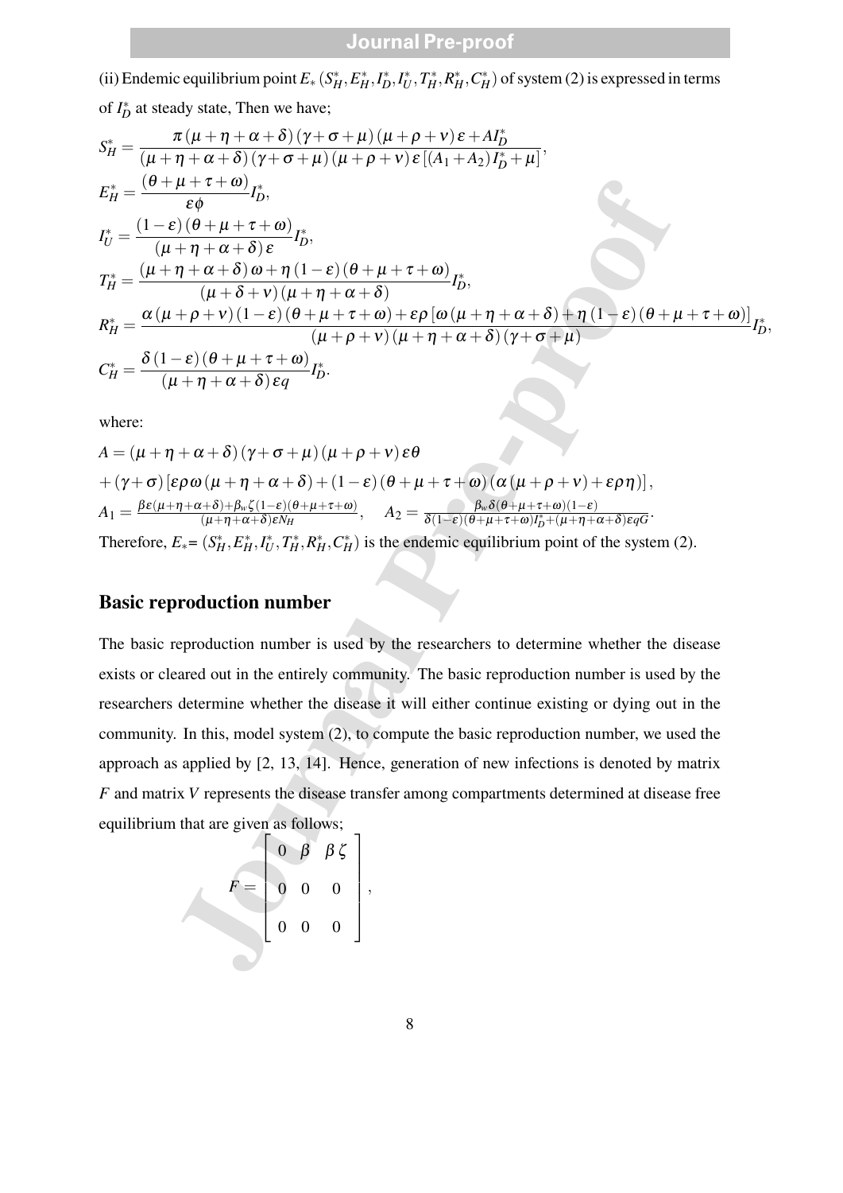(ii) Endemic equilibrium point $E_*\left(S_H^*, E_H^*, I_D^*, I_U^*, T_H^*, R_H^*, C_H^*\right)$ of system (2) is expressed in terms of $I_D^*$ at steady state, Then we have;

$$
\begin{aligned}
S_H^* &= \frac{\pi(\mu+\eta+\alpha+\delta)(\gamma+\sigma+\mu)(\mu+\rho+\nu)\varepsilon + AI_D^*}{(\mu+\eta+\alpha+\delta)(\gamma+\sigma+\mu)(\mu+\rho+\nu)\varepsilon\left[(A_1+A_2)I_D^*+\mu\right]},\\
E_H^* &= \frac{(\theta+\mu+\tau+\omega)}{\varepsilon\phi}I_D^*,\\
I_U^* &= \frac{(1-\varepsilon)(\theta+\mu+\tau+\omega)}{(\mu+\eta+\alpha+\delta)\varepsilon}I_D^*,\\
T_H^* &= \frac{(\mu+\eta+\alpha+\delta)\omega+\eta(1-\varepsilon)(\theta+\mu+\tau+\omega)}{(\mu+\delta+\nu)(\mu+\eta+\alpha+\delta)}I_D^*,\\
R_H^* &= \frac{\alpha(\mu+\rho+\nu)(1-\varepsilon)(\theta+\mu+\tau+\omega)+\varepsilon\rho\left[\omega(\mu+\eta+\alpha+\delta)+\eta(1-\varepsilon)(\theta+\mu+\tau+\omega)\right]}{(\mu+\rho+\nu)(\mu+\eta+\alpha+\delta)(\gamma+\sigma+\mu)}I_D^*,\\
C_H^* &= \frac{\delta(1-\varepsilon)(\theta+\mu+\tau+\omega)}{(\mu+\eta+\alpha+\delta)\varepsilon q}I_D^*.
\end{aligned}
$$

where:

$$
\begin{aligned}
A &= (\mu+\eta+\alpha+\delta)(\gamma+\sigma+\mu)(\mu+\rho+\nu)\varepsilon\theta\\
&+(\gamma+\sigma)\left[\varepsilon\rho\omega(\mu+\eta+\alpha+\delta)+(1-\varepsilon)(\theta+\mu+\tau+\omega)(\alpha(\mu+\rho+\nu)+\varepsilon\rho\eta)\right],\\
A_1 &= \frac{\beta\varepsilon(\mu+\eta+\alpha+\delta)+\beta_w\zeta(1-\varepsilon)(\theta+\mu+\tau+\omega)}{(\mu+\eta+\alpha+\delta)\varepsilon N_H}, \quad A_2 = \frac{\beta_w\delta(\theta+\mu+\tau+\omega)(1-\varepsilon)}{\delta(1-\varepsilon)(\theta+\mu+\tau+\omega)I_D^*+(\mu+\eta+\alpha+\delta)\varepsilon qG}.
\end{aligned}
$$

Therefore, $E_* = \left(S_H^*, E_H^*, I_U^*, T_H^*, R_H^*, C_H^*\right)$ is the endemic equilibrium point of the system (2).

## Basic reproduction number

The basic reproduction number is used by the researchers to determine whether the disease exists or cleared out in the entirely community. The basic reproduction number is used by the researchers determine whether the disease it will either continue existing or dying out in the community. In this, model system (2), to compute the basic reproduction number, we used the approach as applied by [2, 13, 14]. Hence, generation of new infections is denoted by matrix $F$ and matrix $V$ represents the disease transfer among compartments determined at disease free equilibrium that are given as follows;

$$
F = \begin{bmatrix} 0 & \beta & \beta\zeta \\ 0 & 0 & 0 \\ 0 & 0 & 0 \end{bmatrix},
$$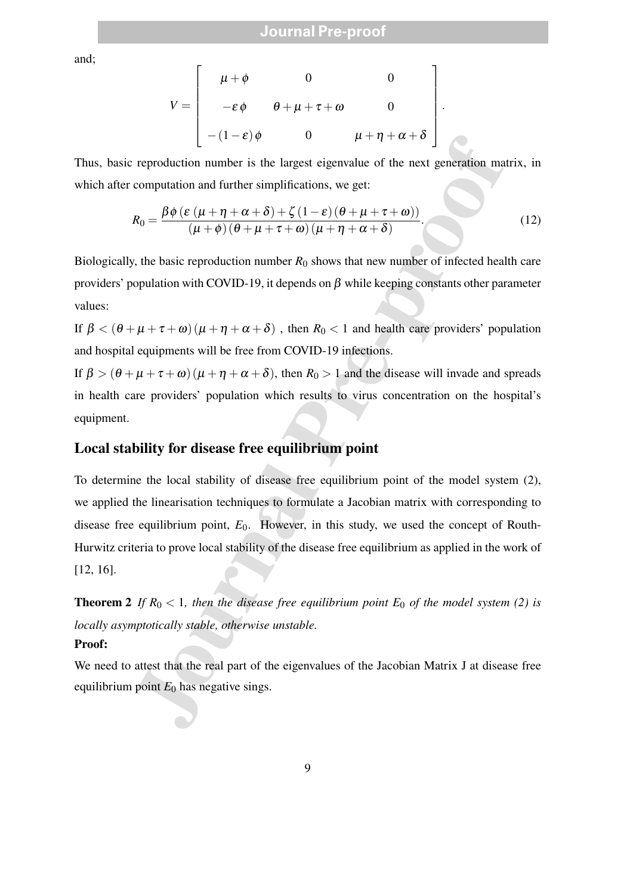and;

$$
V = \begin{bmatrix} \mu+\phi & 0 & 0 \\ -\varepsilon\phi & \theta+\mu+\tau+\omega & 0 \\ -(1-\varepsilon)\phi & 0 & \mu+\eta+\alpha+\delta \end{bmatrix}.
$$

Thus, basic reproduction number is the largest eigenvalue of the next generation matrix, in which after computation and further simplifications, we get:

$$
R_0 = \frac{\beta\phi\left(\varepsilon\left(\mu+\eta+\alpha+\delta\right)+\zeta\left(1-\varepsilon\right)\left(\theta+\mu+\tau+\omega\right)\right)}{\left(\mu+\phi\right)\left(\theta+\mu+\tau+\omega\right)\left(\mu+\eta+\alpha+\delta\right)}. \tag{12}
$$

Biologically, the basic reproduction number $R_0$ shows that new number of infected health care providers' population with COVID-19, it depends on $\beta$ while keeping constants other parameter values:

If $\beta < (\theta+\mu+\tau+\omega)(\mu+\eta+\alpha+\delta)$ , then $R_0 < 1$ and health care providers' population and hospital equipments will be free from COVID-19 infections.

If $\beta > (\theta+\mu+\tau+\omega)(\mu+\eta+\alpha+\delta)$, then $R_0 > 1$ and the disease will invade and spreads in health care providers' population which results to virus concentration on the hospital's equipment.

## Local stability for disease free equilibrium point

To determine the local stability of disease free equilibrium point of the model system (2), we applied the linearisation techniques to formulate a Jacobian matrix with corresponding to disease free equilibrium point, $E_0$. However, in this study, we used the concept of Routh-Hurwitz criteria to prove local stability of the disease free equilibrium as applied in the work of [12, 16].

**Theorem 2** *If $R_0 < 1$, then the disease free equilibrium point $E_0$ of the model system (2) is locally asymptotically stable, otherwise unstable.*

**Proof:**

We need to attest that the real part of the eigenvalues of the Jacobian Matrix J at disease free equilibrium point $E_0$ has negative sings.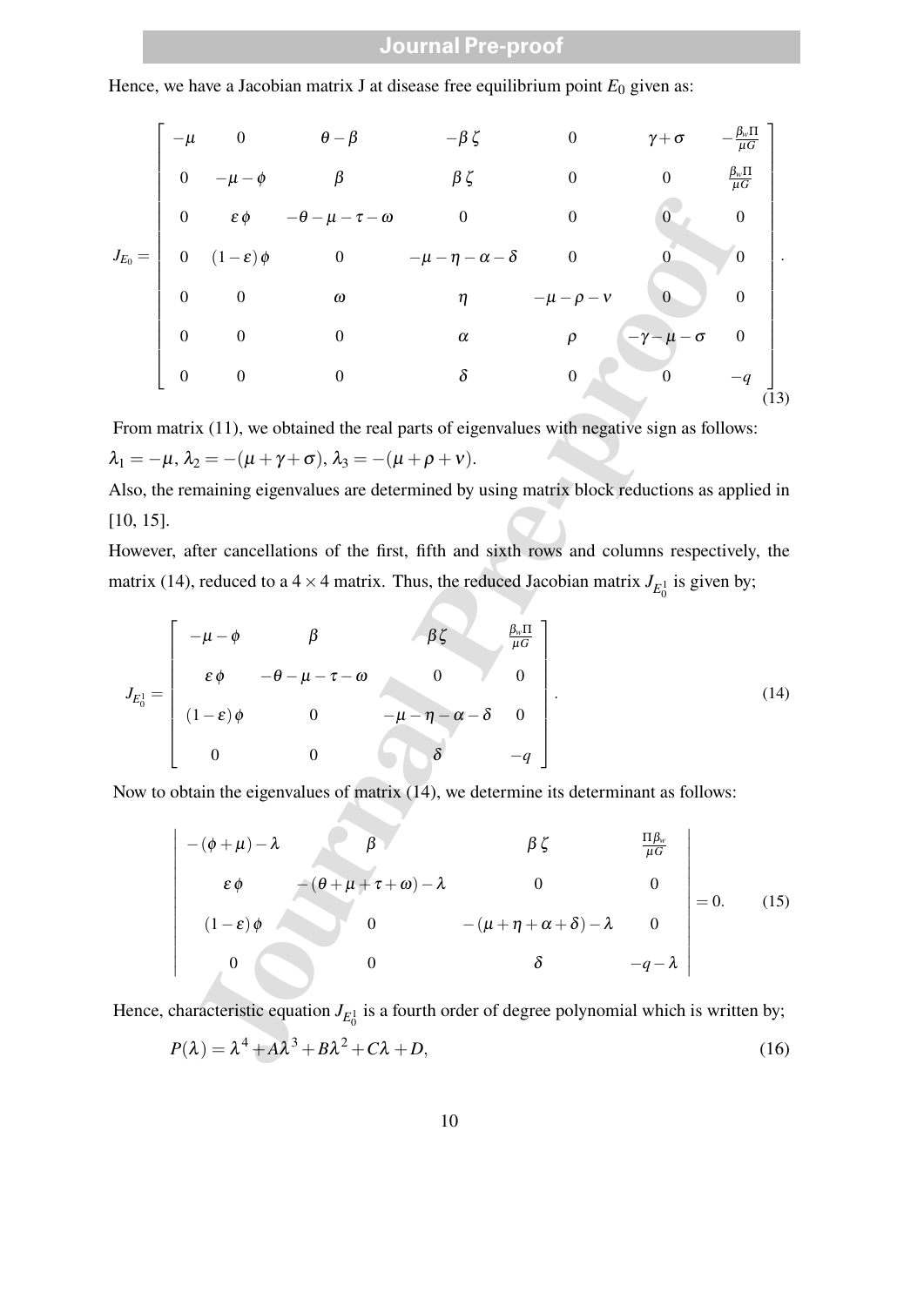Hence, we have a Jacobian matrix J at disease free equilibrium point $E_0$ given as:

$$
J_{E_0} = \begin{bmatrix}
-\mu & 0 & \theta-\beta & -\beta\zeta & 0 & \gamma+\sigma & -\frac{\beta_w \Pi}{\mu G} \\
0 & -\mu-\phi & \beta & \beta\zeta & 0 & 0 & \frac{\beta_w \Pi}{\mu G} \\
0 & \varepsilon\phi & -\theta-\mu-\tau-\omega & 0 & 0 & 0 & 0 \\
0 & (1-\varepsilon)\phi & 0 & -\mu-\eta-\alpha-\delta & 0 & 0 & 0 \\
0 & 0 & \omega & \eta & -\mu-\rho-\nu & 0 & 0 \\
0 & 0 & 0 & \alpha & \rho & -\gamma-\mu-\sigma & 0 \\
0 & 0 & 0 & \delta & 0 & 0 & -q
\end{bmatrix}. \tag{13}
$$

From matrix (11), we obtained the real parts of eigenvalues with negative sign as follows:
$\lambda_1 = -\mu$, $\lambda_2 = -(\mu+\gamma+\sigma)$, $\lambda_3 = -(\mu+\rho+\nu)$.
Also, the remaining eigenvalues are determined by using matrix block reductions as applied in [10, 15].
However, after cancellations of the first, fifth and sixth rows and columns respectively, the matrix (14), reduced to a $4\times 4$ matrix. Thus, the reduced Jacobian matrix $J_{E_0^1}$ is given by;

$$
J_{E_0^1} = \begin{bmatrix}
-\mu-\phi & \beta & \beta\zeta & \frac{\beta_w \Pi}{\mu G} \\
\varepsilon\phi & -\theta-\mu-\tau-\omega & 0 & 0 \\
(1-\varepsilon)\phi & 0 & -\mu-\eta-\alpha-\delta & 0 \\
0 & 0 & \delta & -q
\end{bmatrix}. \tag{14}
$$

Now to obtain the eigenvalues of matrix (14), we determine its determinant as follows:

$$
\begin{vmatrix}
-(\phi+\mu)-\lambda & \beta & \beta\zeta & \frac{\Pi\beta_w}{\mu G} \\
\varepsilon\phi & -(\theta+\mu+\tau+\omega)-\lambda & 0 & 0 \\
(1-\varepsilon)\phi & 0 & -(\mu+\eta+\alpha+\delta)-\lambda & 0 \\
0 & 0 & \delta & -q-\lambda
\end{vmatrix} = 0. \tag{15}
$$

Hence, characteristic equation $J_{E_0^1}$ is a fourth order of degree polynomial which is written by;

$$
P(\lambda) = \lambda^4 + A\lambda^3 + B\lambda^2 + C\lambda + D, \tag{16}
$$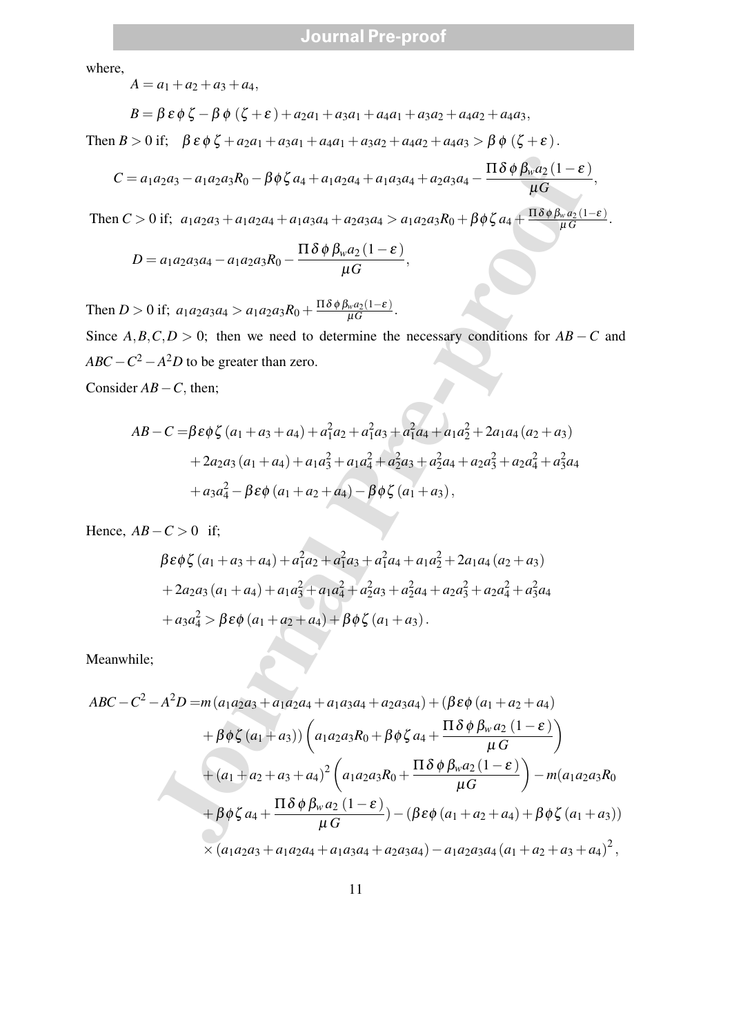where,

$$A = a_1 + a_2 + a_3 + a_4,$$

$$B = \beta\,\varepsilon\,\phi\,\zeta - \beta\,\phi\,(\zeta + \varepsilon) + a_2 a_1 + a_3 a_1 + a_4 a_1 + a_3 a_2 + a_4 a_2 + a_4 a_3,$$

Then $B > 0$ if; $\quad \beta\,\varepsilon\,\phi\,\zeta + a_2 a_1 + a_3 a_1 + a_4 a_1 + a_3 a_2 + a_4 a_2 + a_4 a_3 > \beta\,\phi\,(\zeta + \varepsilon)$.

$$C = a_1 a_2 a_3 - a_1 a_2 a_3 R_0 - \beta \phi \zeta\, a_4 + a_1 a_2 a_4 + a_1 a_3 a_4 + a_2 a_3 a_4 - \frac{\Pi\,\delta\,\phi\,\beta_w a_2\,(1-\varepsilon)}{\mu G},$$

Then $C > 0$ if; $\; a_1 a_2 a_3 + a_1 a_2 a_4 + a_1 a_3 a_4 + a_2 a_3 a_4 > a_1 a_2 a_3 R_0 + \beta \phi \zeta\, a_4 + \frac{\Pi\,\delta\,\phi\,\beta_w\,a_2\,(1-\varepsilon)}{\mu\,G}$.

$$D = a_1 a_2 a_3 a_4 - a_1 a_2 a_3 R_0 - \frac{\Pi\,\delta\,\phi\,\beta_w a_2\,(1-\varepsilon)}{\mu G},$$

Then $D > 0$ if; $\; a_1 a_2 a_3 a_4 > a_1 a_2 a_3 R_0 + \frac{\Pi\,\delta\,\phi\,\beta_w a_2\,(1-\varepsilon)}{\mu G}$.

Since $A, B, C, D > 0$; then we need to determine the necessary conditions for $AB - C$ and $ABC - C^2 - A^2 D$ to be greater than zero.

Consider $AB - C$, then;

$$\begin{aligned}
AB - C =& \beta\varepsilon\phi\zeta\,(a_1 + a_3 + a_4) + a_1^2 a_2 + a_1^2 a_3 + a_1^2 a_4 + a_1 a_2^2 + 2 a_1 a_4\,(a_2 + a_3) \\
&+ 2 a_2 a_3\,(a_1 + a_4) + a_1 a_3^2 + a_1 a_4^2 + a_2^2 a_3 + a_2^2 a_4 + a_2 a_3^2 + a_2 a_4^2 + a_3^2 a_4 \\
&+ a_3 a_4^2 - \beta\varepsilon\phi\,(a_1 + a_2 + a_4) - \beta\phi\zeta\,(a_1 + a_3),
\end{aligned}$$

Hence, $AB - C > 0$ if;

$$\begin{aligned}
&\beta\varepsilon\phi\zeta\,(a_1 + a_3 + a_4) + a_1^2 a_2 + a_1^2 a_3 + a_1^2 a_4 + a_1 a_2^2 + 2 a_1 a_4\,(a_2 + a_3) \\
&+ 2 a_2 a_3\,(a_1 + a_4) + a_1 a_3^2 + a_1 a_4^2 + a_2^2 a_3 + a_2^2 a_4 + a_2 a_3^2 + a_2 a_4^2 + a_3^2 a_4 \\
&+ a_3 a_4^2 > \beta\varepsilon\phi\,(a_1 + a_2 + a_4) + \beta\phi\zeta\,(a_1 + a_3).
\end{aligned}$$

Meanwhile;

$$\begin{aligned}
ABC - C^2 - A^2 D =& m\,(a_1 a_2 a_3 + a_1 a_2 a_4 + a_1 a_3 a_4 + a_2 a_3 a_4) + (\beta\varepsilon\phi\,(a_1 + a_2 + a_4) \\
&+ \beta\phi\zeta\,(a_1 + a_3))\left(a_1 a_2 a_3 R_0 + \beta\phi\zeta\,a_4 + \frac{\Pi\,\delta\,\phi\,\beta_w\,a_2\,(1-\varepsilon)}{\mu\,G}\right) \\
&+ (a_1 + a_2 + a_3 + a_4)^2\left(a_1 a_2 a_3 R_0 + \frac{\Pi\,\delta\,\phi\,\beta_w a_2\,(1-\varepsilon)}{\mu G}\right) - m(a_1 a_2 a_3 R_0 \\
&+ \beta\phi\zeta\,a_4 + \frac{\Pi\,\delta\,\phi\,\beta_w\,a_2\,(1-\varepsilon)}{\mu\,G}) - (\beta\varepsilon\phi\,(a_1 + a_2 + a_4) + \beta\phi\zeta\,(a_1 + a_3)) \\
&\times (a_1 a_2 a_3 + a_1 a_2 a_4 + a_1 a_3 a_4 + a_2 a_3 a_4) - a_1 a_2 a_3 a_4\,(a_1 + a_2 + a_3 + a_4)^2,
\end{aligned}$$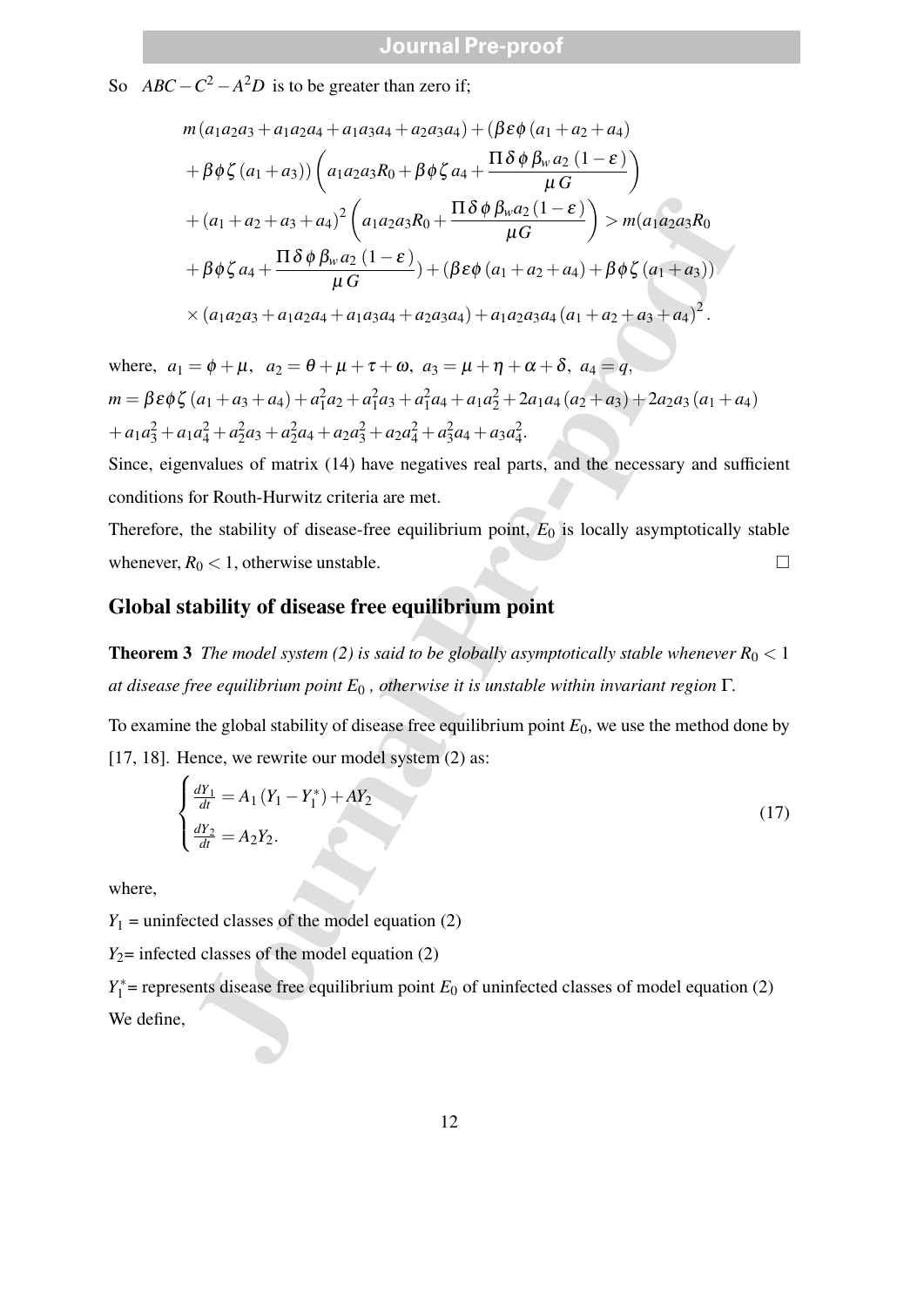So $ABC - C^2 - A^2D$ is to be greater than zero if;

$$
\begin{aligned}
& m\left(a_1a_2a_3 + a_1a_2a_4 + a_1a_3a_4 + a_2a_3a_4\right) + \left(\beta\varepsilon\phi\left(a_1 + a_2 + a_4\right)\right. \\
& \left. + \beta\phi\zeta\left(a_1 + a_3\right)\right)\left(a_1a_2a_3R_0 + \beta\phi\zeta\, a_4 + \frac{\Pi\,\delta\,\phi\,\beta_w\, a_2\,(1-\varepsilon)}{\mu\, G}\right) \\
& + \left(a_1 + a_2 + a_3 + a_4\right)^2\left(a_1a_2a_3R_0 + \frac{\Pi\,\delta\,\phi\,\beta_w a_2\,(1-\varepsilon)}{\mu G}\right) > m(a_1a_2a_3R_0 \\
& + \beta\phi\zeta\, a_4 + \frac{\Pi\,\delta\,\phi\,\beta_w\, a_2\,(1-\varepsilon)}{\mu\, G}) + \left(\beta\varepsilon\phi\left(a_1 + a_2 + a_4\right) + \beta\phi\zeta\left(a_1 + a_3\right)\right) \\
& \times\left(a_1a_2a_3 + a_1a_2a_4 + a_1a_3a_4 + a_2a_3a_4\right) + a_1a_2a_3a_4\left(a_1 + a_2 + a_3 + a_4\right)^2.
\end{aligned}
$$

where, $a_1 = \phi + \mu,\;\; a_2 = \theta + \mu + \tau + \omega,\;\; a_3 = \mu + \eta + \alpha + \delta,\;\; a_4 = q,$
$m = \beta\varepsilon\phi\zeta\left(a_1 + a_3 + a_4\right) + a_1^2a_2 + a_1^2a_3 + a_1^2a_4 + a_1a_2^2 + 2a_1a_4\left(a_2 + a_3\right) + 2a_2a_3\left(a_1 + a_4\right)$
$+ a_1a_3^2 + a_1a_4^2 + a_2^2a_3 + a_2^2a_4 + a_2a_3^2 + a_2a_4^2 + a_3^2a_4 + a_3a_4^2.$

Since, eigenvalues of matrix (14) have negatives real parts, and the necessary and sufficient conditions for Routh-Hurwitz criteria are met.

Therefore, the stability of disease-free equilibrium point, $E_0$ is locally asymptotically stable whenever, $R_0 < 1$, otherwise unstable. □

## Global stability of disease free equilibrium point

**Theorem 3** *The model system (2) is said to be globally asymptotically stable whenever $R_0 < 1$ at disease free equilibrium point $E_0$ , otherwise it is unstable within invariant region $\Gamma$.*

To examine the global stability of disease free equilibrium point $E_0$, we use the method done by [17, 18]. Hence, we rewrite our model system (2) as:

$$
\begin{cases}
\frac{dY_1}{dt} = A_1\left(Y_1 - Y_1^*\right) + AY_2 \\
\frac{dY_2}{dt} = A_2Y_2.
\end{cases}
\tag{17}
$$

where,

$Y_1$ = uninfected classes of the model equation (2)

$Y_2$= infected classes of the model equation (2)

$Y_1^*$= represents disease free equilibrium point $E_0$ of uninfected classes of model equation (2)

We define,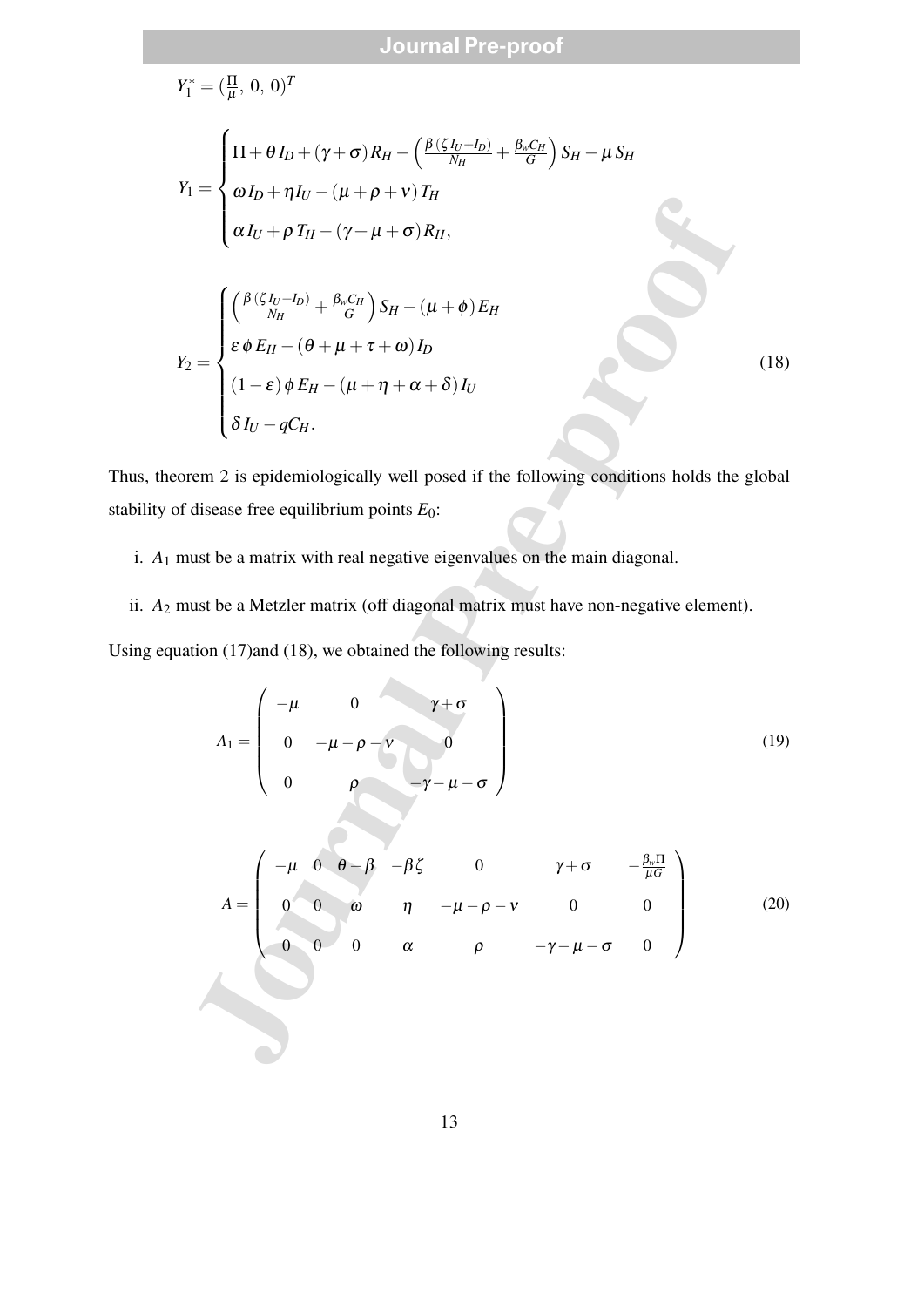$$Y_1^* = (\frac{\Pi}{\mu},\ 0,\ 0)^T$$

$$Y_1 = \begin{cases} \Pi + \theta\, I_D + (\gamma + \sigma)\, R_H - \left(\frac{\beta\,(\zeta\, I_U + I_D)}{N_H} + \frac{\beta_w C_H}{G}\right) S_H - \mu\, S_H \\ \omega\, I_D + \eta I_U - (\mu + \rho + \nu)\, T_H \\ \alpha\, I_U + \rho\, T_H - (\gamma + \mu + \sigma)\, R_H, \end{cases}$$

$$Y_2 = \begin{cases} \left(\frac{\beta\,(\zeta\, I_U + I_D)}{N_H} + \frac{\beta_w C_H}{G}\right) S_H - (\mu + \phi)\, E_H \\ \varepsilon\, \phi\, E_H - (\theta + \mu + \tau + \omega)\, I_D \\ (1 - \varepsilon)\, \phi\, E_H - (\mu + \eta + \alpha + \delta)\, I_U \\ \delta\, I_U - q C_H. \end{cases} \tag{18}$$

Thus, theorem 2 is epidemiologically well posed if the following conditions holds the global stability of disease free equilibrium points $E_0$:

i. $A_1$ must be a matrix with real negative eigenvalues on the main diagonal.

ii. $A_2$ must be a Metzler matrix (off diagonal matrix must have non-negative element).

Using equation (17)and (18), we obtained the following results:

$$A_1 = \begin{pmatrix} -\mu & 0 & \gamma + \sigma \\ 0 & -\mu - \rho - \nu & 0 \\ 0 & \rho & -\gamma - \mu - \sigma \end{pmatrix} \tag{19}$$

$$A = \begin{pmatrix} -\mu & 0 & \theta - \beta & -\beta\zeta & 0 & \gamma + \sigma & -\frac{\beta_w \Pi}{\mu G} \\ 0 & 0 & \omega & \eta & -\mu - \rho - \nu & 0 & 0 \\ 0 & 0 & 0 & \alpha & \rho & -\gamma - \mu - \sigma & 0 \end{pmatrix} \tag{20}$$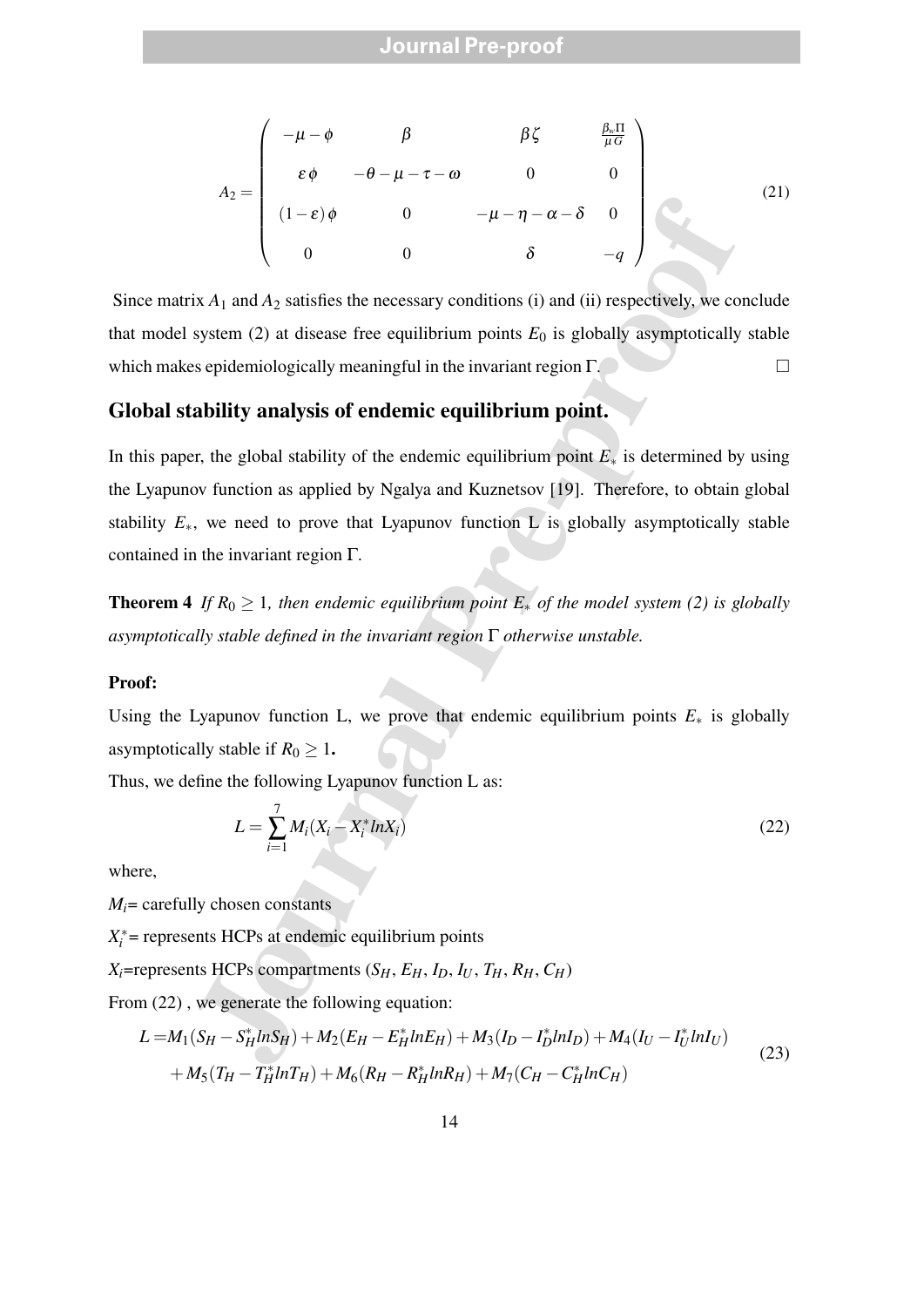$$
A_2 = \begin{pmatrix} -\mu-\phi & \beta & \beta\zeta & \frac{\beta_w \Pi}{\mu G} \\ \varepsilon\phi & -\theta-\mu-\tau-\omega & 0 & 0 \\ (1-\varepsilon)\phi & 0 & -\mu-\eta-\alpha-\delta & 0 \\ 0 & 0 & \delta & -q \end{pmatrix} \tag{21}
$$

Since matrix $A_1$ and $A_2$ satisfies the necessary conditions (i) and (ii) respectively, we conclude that model system (2) at disease free equilibrium points $E_0$ is globally asymptotically stable which makes epidemiologically meaningful in the invariant region $\Gamma$. □

## Global stability analysis of endemic equilibrium point.

In this paper, the global stability of the endemic equilibrium point $E_*$ is determined by using the Lyapunov function as applied by Ngalya and Kuznetsov [19]. Therefore, to obtain global stability $E_*$, we need to prove that Lyapunov function L is globally asymptotically stable contained in the invariant region $\Gamma$.

**Theorem 4** *If $R_0 \geq 1$, then endemic equilibrium point $E_*$ of the model system (2) is globally asymptotically stable defined in the invariant region $\Gamma$ otherwise unstable.*

**Proof:**

Using the Lyapunov function L, we prove that endemic equilibrium points $E_*$ is globally asymptotically stable if $R_0 \geq 1$.

Thus, we define the following Lyapunov function L as:

$$
L = \sum_{i=1}^{7} M_i (X_i - X_i^* ln X_i) \tag{22}
$$

where,

$M_i$= carefully chosen constants

$X_i^*$= represents HCPs at endemic equilibrium points

$X_i$=represents HCPs compartments ($S_H$, $E_H$, $I_D$, $I_U$, $T_H$, $R_H$, $C_H$)

From (22) , we generate the following equation:

$$
\begin{aligned}
L =& M_1(S_H - S_H^* ln S_H) + M_2(E_H - E_H^* ln E_H) + M_3(I_D - I_D^* ln I_D) + M_4(I_U - I_U^* ln I_U) \\
&+ M_5(T_H - T_H^* ln T_H) + M_6(R_H - R_H^* ln R_H) + M_7(C_H - C_H^* ln C_H)
\end{aligned} \tag{23}
$$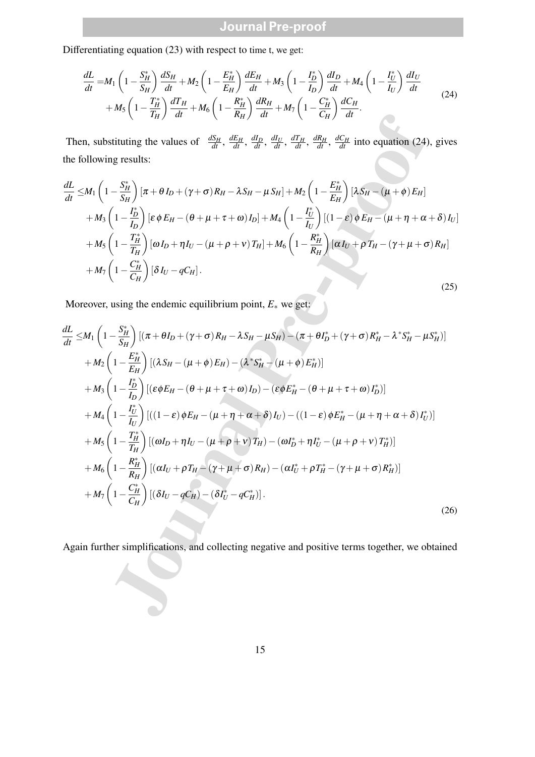Differentiating equation (23) with respect to time t, we get:

$$
\begin{aligned}
\frac{dL}{dt} =& M_1\left(1-\frac{S_H^*}{S_H}\right)\frac{dS_H}{dt}+M_2\left(1-\frac{E_H^*}{E_H}\right)\frac{dE_H}{dt}+M_3\left(1-\frac{I_D^*}{I_D}\right)\frac{dI_D}{dt}+M_4\left(1-\frac{I_U^*}{I_U}\right)\frac{dI_U}{dt}\\
&+M_5\left(1-\frac{T_H^*}{T_H}\right)\frac{dT_H}{dt}+M_6\left(1-\frac{R_H^*}{R_H}\right)\frac{dR_H}{dt}+M_7\left(1-\frac{C_H^*}{C_H}\right)\frac{dC_H}{dt}.
\end{aligned} \tag{24}
$$

Then, substituting the values of $\frac{dS_H}{dt}$, $\frac{dE_H}{dt}$, $\frac{dI_D}{dt}$, $\frac{dI_U}{dt}$, $\frac{dT_H}{dt}$, $\frac{dR_H}{dt}$, $\frac{dC_H}{dt}$ into equation (24), gives the following results:

$$
\begin{aligned}
\frac{dL}{dt} \leq& M_1\left(1-\frac{S_H^*}{S_H}\right)\left[\pi+\theta I_D+(\gamma+\sigma)R_H-\lambda S_H-\mu S_H\right]+M_2\left(1-\frac{E_H^*}{E_H}\right)\left[\lambda S_H-(\mu+\phi)E_H\right]\\
&+M_3\left(1-\frac{I_D^*}{I_D}\right)\left[\varepsilon\phi E_H-(\theta+\mu+\tau+\omega)I_D\right]+M_4\left(1-\frac{I_U^*}{I_U}\right)\left[(1-\varepsilon)\phi E_H-(\mu+\eta+\alpha+\delta)I_U\right]\\
&+M_5\left(1-\frac{T_H^*}{T_H}\right)\left[\omega I_D+\eta I_U-(\mu+\rho+\nu)T_H\right]+M_6\left(1-\frac{R_H^*}{R_H}\right)\left[\alpha I_U+\rho T_H-(\gamma+\mu+\sigma)R_H\right]\\
&+M_7\left(1-\frac{C_H^*}{C_H}\right)\left[\delta I_U-qC_H\right].
\end{aligned} \tag{25}
$$

Moreover, using the endemic equilibrium point, $E_*$ we get:

$$
\begin{aligned}
\frac{dL}{dt} \leq& M_1\left(1-\frac{S_H^*}{S_H}\right)\left[(\pi+\theta I_D+(\gamma+\sigma)R_H-\lambda S_H-\mu S_H)-(\pi+\theta I_D^*+(\gamma+\sigma)R_H^*-\lambda^* S_H^*-\mu S_H^*)\right]\\
&+M_2\left(1-\frac{E_H^*}{E_H}\right)\left[(\lambda S_H-(\mu+\phi)E_H)-(\lambda^* S_H^*-(\mu+\phi)E_H^*)\right]\\
&+M_3\left(1-\frac{I_D^*}{I_D}\right)\left[(\varepsilon\phi E_H-(\theta+\mu+\tau+\omega)I_D)-(\varepsilon\phi E_H^*-(\theta+\mu+\tau+\omega)I_D^*)\right]\\
&+M_4\left(1-\frac{I_U^*}{I_U}\right)\left[((1-\varepsilon)\phi E_H-(\mu+\eta+\alpha+\delta)I_U)-((1-\varepsilon)\phi E_H^*-(\mu+\eta+\alpha+\delta)I_U^*)\right]\\
&+M_5\left(1-\frac{T_H^*}{T_H}\right)\left[(\omega I_D+\eta I_U-(\mu+\rho+\nu)T_H)-(\omega I_D^*+\eta I_U^*-(\mu+\rho+\nu)T_H^*)\right]\\
&+M_6\left(1-\frac{R_H^*}{R_H}\right)\left[(\alpha I_U+\rho T_H-(\gamma+\mu+\sigma)R_H)-(\alpha I_U^*+\rho T_H^*-(\gamma+\mu+\sigma)R_H^*)\right]\\
&+M_7\left(1-\frac{C_H^*}{C_H}\right)\left[(\delta I_U-qC_H)-(\delta I_U^*-qC_H^*)\right].
\end{aligned} \tag{26}
$$

Again further simplifications, and collecting negative and positive terms together, we obtained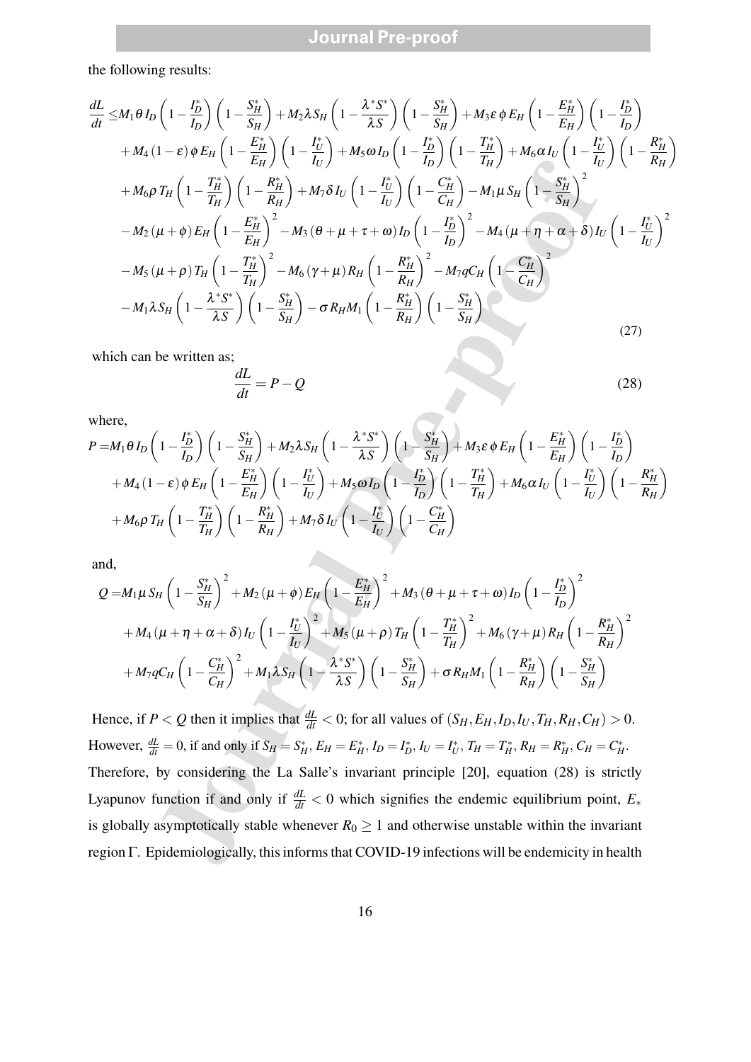the following results:

$$
\begin{aligned}
\frac{dL}{dt} \leq & M_1 \theta I_D \left(1 - \frac{I_D^*}{I_D}\right)\left(1 - \frac{S_H^*}{S_H}\right) + M_2 \lambda S_H \left(1 - \frac{\lambda^* S^*}{\lambda S}\right)\left(1 - \frac{S_H^*}{S_H}\right) + M_3 \varepsilon \phi E_H \left(1 - \frac{E_H^*}{E_H}\right)\left(1 - \frac{I_D^*}{I_D}\right) \\
& + M_4 (1-\varepsilon) \phi E_H \left(1 - \frac{E_H^*}{E_H}\right)\left(1 - \frac{I_U^*}{I_U}\right) + M_5 \omega I_D \left(1 - \frac{I_D^*}{I_D}\right)\left(1 - \frac{T_H^*}{T_H}\right) + M_6 \alpha I_U \left(1 - \frac{I_U^*}{I_U}\right)\left(1 - \frac{R_H^*}{R_H}\right) \\
& + M_6 \rho T_H \left(1 - \frac{T_H^*}{T_H}\right)\left(1 - \frac{R_H^*}{R_H}\right) + M_7 \delta I_U \left(1 - \frac{I_U^*}{I_U}\right)\left(1 - \frac{C_H^*}{C_H}\right) - M_1 \mu S_H \left(1 - \frac{S_H^*}{S_H}\right)^2 \\
& - M_2 (\mu + \phi) E_H \left(1 - \frac{E_H^*}{E_H}\right)^2 - M_3 (\theta + \mu + \tau + \omega) I_D \left(1 - \frac{I_D^*}{I_D}\right)^2 - M_4 (\mu + \eta + \alpha + \delta) I_U \left(1 - \frac{I_U^*}{I_U}\right)^2 \\
& - M_5 (\mu + \rho) T_H \left(1 - \frac{T_H^*}{T_H}\right)^2 - M_6 (\gamma + \mu) R_H \left(1 - \frac{R_H^*}{R_H}\right)^2 - M_7 q C_H \left(1 - \frac{C_H^*}{C_H}\right)^2 \\
& - M_1 \lambda S_H \left(1 - \frac{\lambda^* S^*}{\lambda S}\right)\left(1 - \frac{S_H^*}{S_H}\right) - \sigma R_H M_1 \left(1 - \frac{R_H^*}{R_H}\right)\left(1 - \frac{S_H^*}{S_H}\right)
\end{aligned}
\tag{27}
$$

which can be written as;

$$
\frac{dL}{dt} = P - Q \tag{28}
$$

where,

$$
\begin{aligned}
P = & M_1 \theta I_D \left(1 - \frac{I_D^*}{I_D}\right)\left(1 - \frac{S_H^*}{S_H}\right) + M_2 \lambda S_H \left(1 - \frac{\lambda^* S^*}{\lambda S}\right)\left(1 - \frac{S_H^*}{S_H}\right) + M_3 \varepsilon \phi E_H \left(1 - \frac{E_H^*}{E_H}\right)\left(1 - \frac{I_D^*}{I_D}\right) \\
& + M_4 (1-\varepsilon) \phi E_H \left(1 - \frac{E_H^*}{E_H}\right)\left(1 - \frac{I_U^*}{I_U}\right) + M_5 \omega I_D \left(1 - \frac{I_D^*}{I_D}\right)\left(1 - \frac{T_H^*}{T_H}\right) + M_6 \alpha I_U \left(1 - \frac{I_U^*}{I_U}\right)\left(1 - \frac{R_H^*}{R_H}\right) \\
& + M_6 \rho T_H \left(1 - \frac{T_H^*}{T_H}\right)\left(1 - \frac{R_H^*}{R_H}\right) + M_7 \delta I_U \left(1 - \frac{I_U^*}{I_U}\right)\left(1 - \frac{C_H^*}{C_H}\right)
\end{aligned}
$$

and,

$$
\begin{aligned}
Q = & M_1 \mu S_H \left(1 - \frac{S_H^*}{S_H}\right)^2 + M_2 (\mu + \phi) E_H \left(1 - \frac{E_H^*}{E_H}\right)^2 + M_3 (\theta + \mu + \tau + \omega) I_D \left(1 - \frac{I_D^*}{I_D}\right)^2 \\
& + M_4 (\mu + \eta + \alpha + \delta) I_U \left(1 - \frac{I_U^*}{I_U}\right)^2 + M_5 (\mu + \rho) T_H \left(1 - \frac{T_H^*}{T_H}\right)^2 + M_6 (\gamma + \mu) R_H \left(1 - \frac{R_H^*}{R_H}\right)^2 \\
& + M_7 q C_H \left(1 - \frac{C_H^*}{C_H}\right)^2 + M_1 \lambda S_H \left(1 - \frac{\lambda^* S^*}{\lambda S}\right)\left(1 - \frac{S_H^*}{S_H}\right) + \sigma R_H M_1 \left(1 - \frac{R_H^*}{R_H}\right)\left(1 - \frac{S_H^*}{S_H}\right)
\end{aligned}
$$

Hence, if $P < Q$ then it implies that $\frac{dL}{dt} < 0$; for all values of $(S_H, E_H, I_D, I_U, T_H, R_H, C_H) > 0$. However, $\frac{dL}{dt} = 0$, if and only if $S_H = S_H^*$, $E_H = E_H^*$, $I_D = I_D^*$, $I_U = I_U^*$, $T_H = T_H^*$, $R_H = R_H^*$, $C_H = C_H^*$. Therefore, by considering the La Salle's invariant principle [20], equation (28) is strictly Lyapunov function if and only if $\frac{dL}{dt} < 0$ which signifies the endemic equilibrium point, $E_*$ is globally asymptotically stable whenever $R_0 \geq 1$ and otherwise unstable within the invariant region $\Gamma$. Epidemiologically, this informs that COVID-19 infections will be endemicity in health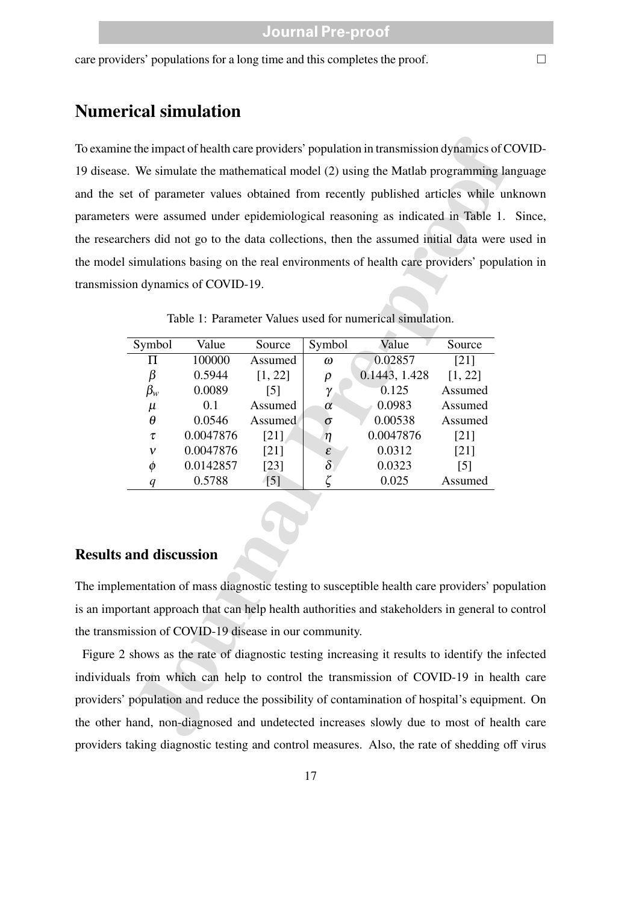care providers' populations for a long time and this completes the proof. □

## Numerical simulation

To examine the impact of health care providers' population in transmission dynamics of COVID-19 disease. We simulate the mathematical model (2) using the Matlab programming language and the set of parameter values obtained from recently published articles while unknown parameters were assumed under epidemiological reasoning as indicated in Table 1. Since, the researchers did not go to the data collections, then the assumed initial data were used in the model simulations basing on the real environments of health care providers' population in transmission dynamics of COVID-19.

Table 1: Parameter Values used for numerical simulation.

| Symbol | Value | Source | Symbol | Value | Source |
|---|---|---|---|---|---|
| $\Pi$ | 100000 | Assumed | $\omega$ | 0.02857 | [21] |
| $\beta$ | 0.5944 | [1, 22] | $\rho$ | 0.1443, 1.428 | [1, 22] |
| $\beta_w$ | 0.0089 | [5] | $\gamma$ | 0.125 | Assumed |
| $\mu$ | 0.1 | Assumed | $\alpha$ | 0.0983 | Assumed |
| $\theta$ | 0.0546 | Assumed | $\sigma$ | 0.00538 | Assumed |
| $\tau$ | 0.0047876 | [21] | $\eta$ | 0.0047876 | [21] |
| $\nu$ | 0.0047876 | [21] | $\varepsilon$ | 0.0312 | [21] |
| $\phi$ | 0.0142857 | [23] | $\delta$ | 0.0323 | [5] |
| $q$ | 0.5788 | [5] | $\zeta$ | 0.025 | Assumed |

### Results and discussion

The implementation of mass diagnostic testing to susceptible health care providers' population is an important approach that can help health authorities and stakeholders in general to control the transmission of COVID-19 disease in our community.

Figure 2 shows as the rate of diagnostic testing increasing it results to identify the infected individuals from which can help to control the transmission of COVID-19 in health care providers' population and reduce the possibility of contamination of hospital's equipment. On the other hand, non-diagnosed and undetected increases slowly due to most of health care providers taking diagnostic testing and control measures. Also, the rate of shedding off virus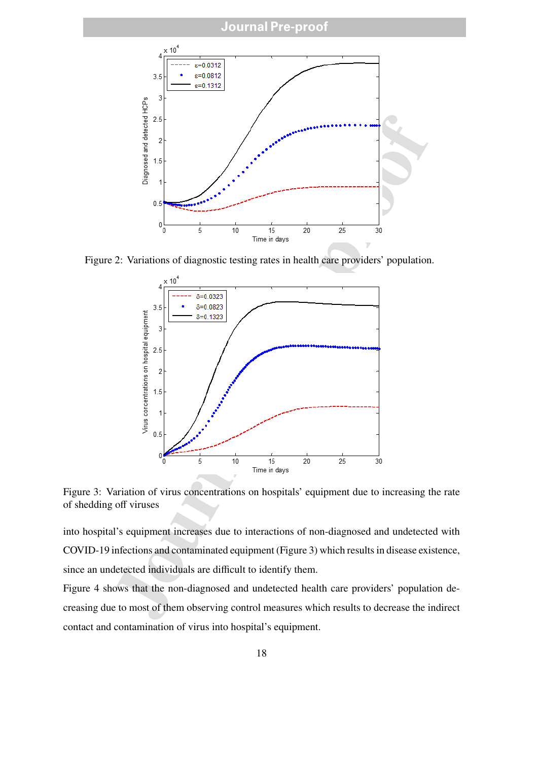Figure 2: Variations of diagnostic testing rates in health care providers' population.

Figure 3: Variation of virus concentrations on hospitals' equipment due to increasing the rate of shedding off viruses

into hospital's equipment increases due to interactions of non-diagnosed and undetected with COVID-19 infections and contaminated equipment (Figure 3) which results in disease existence, since an undetected individuals are difficult to identify them.

Figure 4 shows that the non-diagnosed and undetected health care providers' population decreasing due to most of them observing control measures which results to decrease the indirect contact and contamination of virus into hospital's equipment.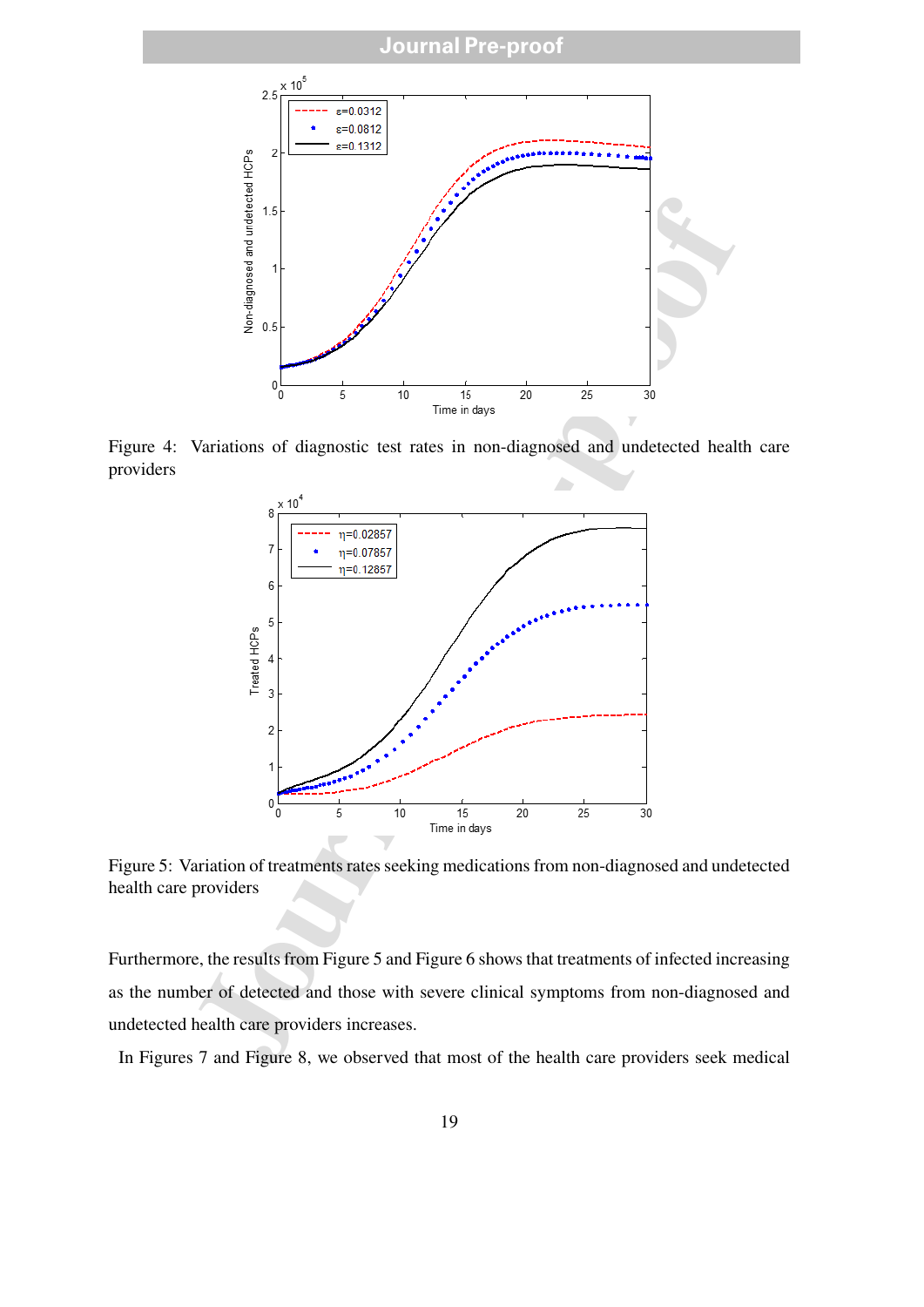Figure 4: Variations of diagnostic test rates in non-diagnosed and undetected health care providers

Figure 5: Variation of treatments rates seeking medications from non-diagnosed and undetected health care providers

Furthermore, the results from Figure 5 and Figure 6 shows that treatments of infected increasing as the number of detected and those with severe clinical symptoms from non-diagnosed and undetected health care providers increases.

In Figures 7 and Figure 8, we observed that most of the health care providers seek medical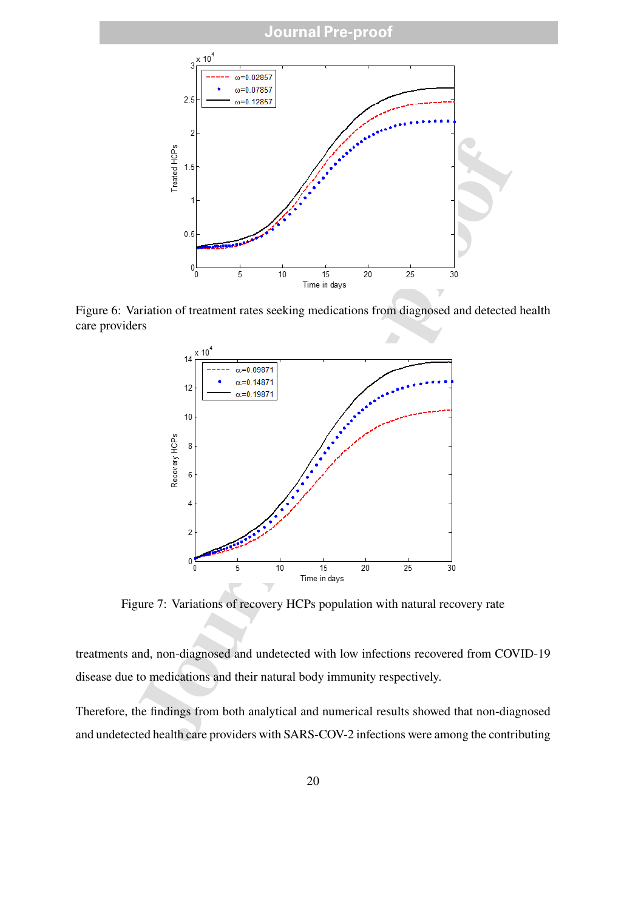Figure 6: Variation of treatment rates seeking medications from diagnosed and detected health care providers

Figure 7: Variations of recovery HCPs population with natural recovery rate

treatments and, non-diagnosed and undetected with low infections recovered from COVID-19 disease due to medications and their natural body immunity respectively.

Therefore, the findings from both analytical and numerical results showed that non-diagnosed and undetected health care providers with SARS-COV-2 infections were among the contributing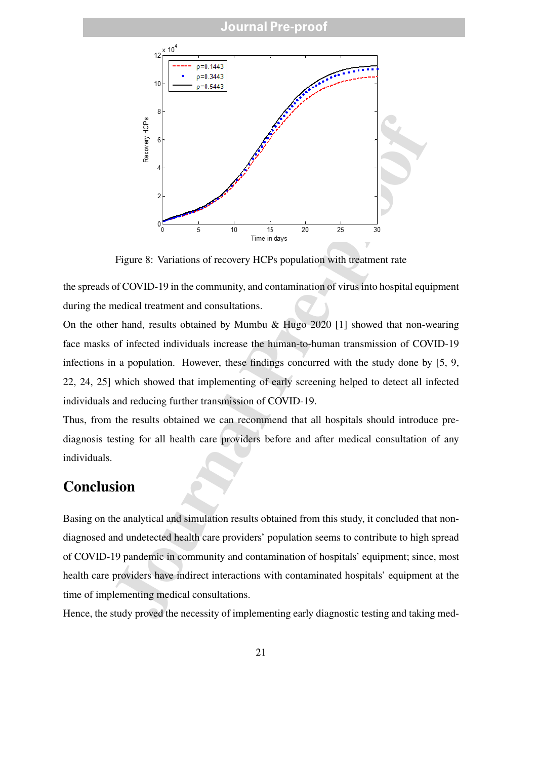Figure 8: Variations of recovery HCPs population with treatment rate

the spreads of COVID-19 in the community, and contamination of virus into hospital equipment during the medical treatment and consultations.

On the other hand, results obtained by Mumbu & Hugo 2020 [1] showed that non-wearing face masks of infected individuals increase the human-to-human transmission of COVID-19 infections in a population. However, these findings concurred with the study done by [5, 9, 22, 24, 25] which showed that implementing of early screening helped to detect all infected individuals and reducing further transmission of COVID-19.

Thus, from the results obtained we can recommend that all hospitals should introduce pre-diagnosis testing for all health care providers before and after medical consultation of any individuals.

## Conclusion

Basing on the analytical and simulation results obtained from this study, it concluded that non-diagnosed and undetected health care providers' population seems to contribute to high spread of COVID-19 pandemic in community and contamination of hospitals' equipment; since, most health care providers have indirect interactions with contaminated hospitals' equipment at the time of implementing medical consultations.

Hence, the study proved the necessity of implementing early diagnostic testing and taking med-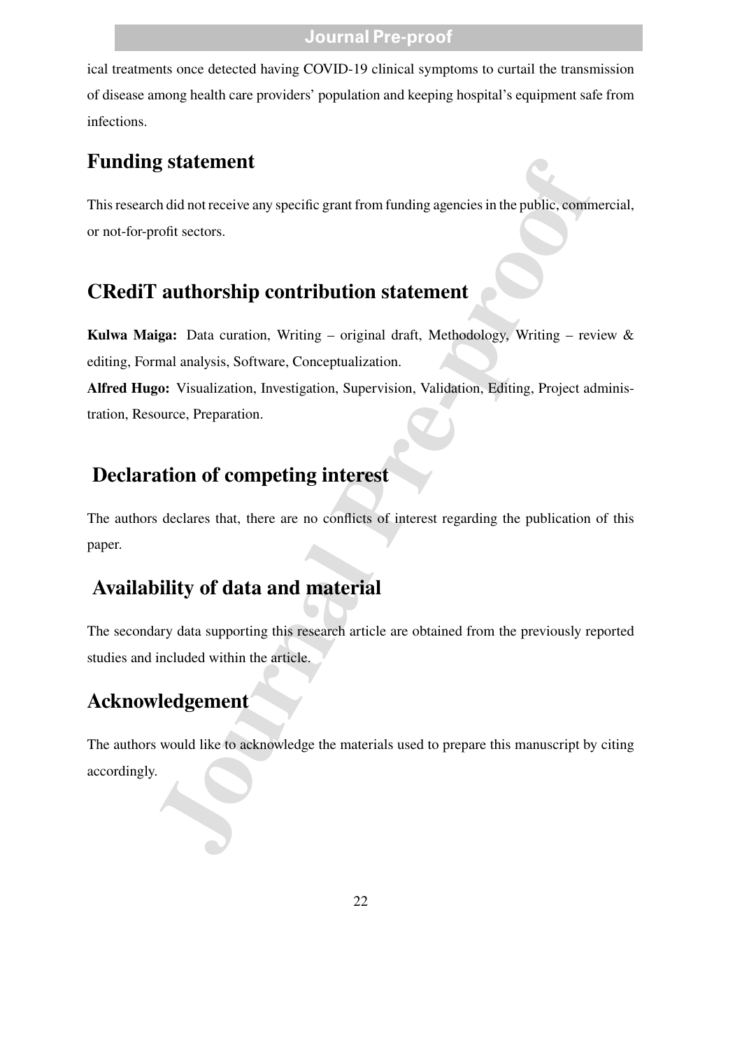ical treatments once detected having COVID-19 clinical symptoms to curtail the transmission of disease among health care providers' population and keeping hospital's equipment safe from infections.

## Funding statement

This research did not receive any specific grant from funding agencies in the public, commercial, or not-for-profit sectors.

## CRediT authorship contribution statement

**Kulwa Maiga:** Data curation, Writing – original draft, Methodology, Writing – review & editing, Formal analysis, Software, Conceptualization.

**Alfred Hugo:** Visualization, Investigation, Supervision, Validation, Editing, Project administration, Resource, Preparation.

## Declaration of competing interest

The authors declares that, there are no conflicts of interest regarding the publication of this paper.

## Availability of data and material

The secondary data supporting this research article are obtained from the previously reported studies and included within the article.

## Acknowledgement

The authors would like to acknowledge the materials used to prepare this manuscript by citing accordingly.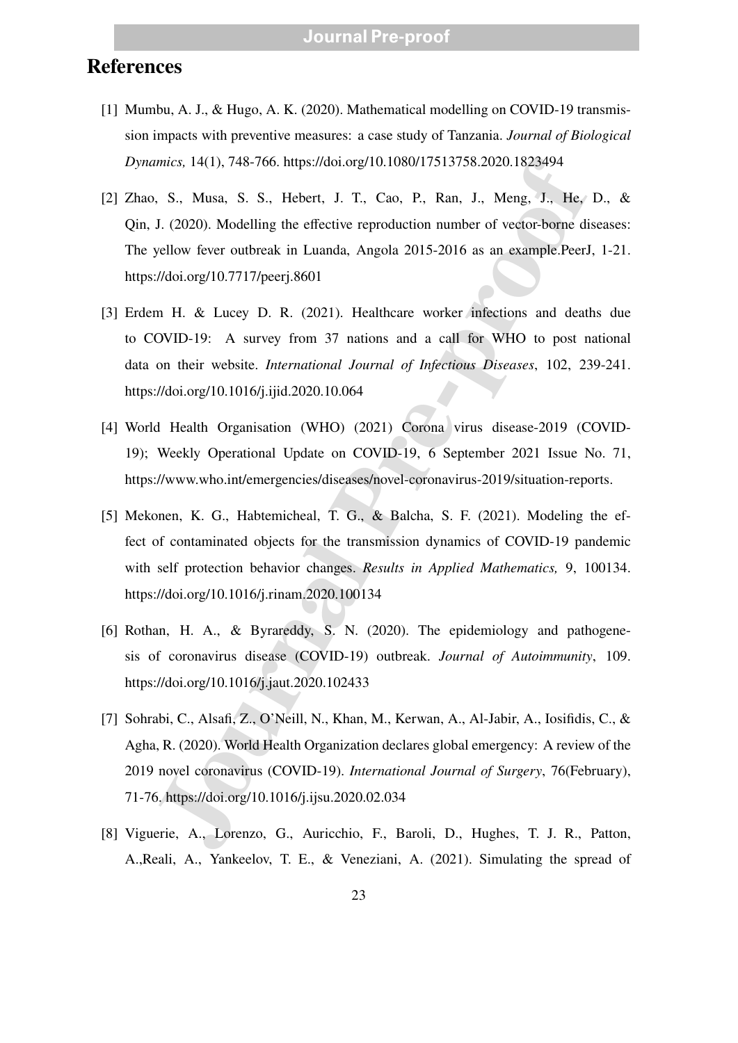# References

[1] Mumbu, A. J., & Hugo, A. K. (2020). Mathematical modelling on COVID-19 transmission impacts with preventive measures: a case study of Tanzania. *Journal of Biological Dynamics,* 14(1), 748-766. https://doi.org/10.1080/17513758.2020.1823494

[2] Zhao, S., Musa, S. S., Hebert, J. T., Cao, P., Ran, J., Meng, J., He, D., & Qin, J. (2020). Modelling the effective reproduction number of vector-borne diseases: The yellow fever outbreak in Luanda, Angola 2015-2016 as an example.PeerJ, 1-21. https://doi.org/10.7717/peerj.8601

[3] Erdem H. & Lucey D. R. (2021). Healthcare worker infections and deaths due to COVID-19: A survey from 37 nations and a call for WHO to post national data on their website. *International Journal of Infectious Diseases*, 102, 239-241. https://doi.org/10.1016/j.ijid.2020.10.064

[4] World Health Organisation (WHO) (2021) Corona virus disease-2019 (COVID-19); Weekly Operational Update on COVID-19, 6 September 2021 Issue No. 71, https://www.who.int/emergencies/diseases/novel-coronavirus-2019/situation-reports.

[5] Mekonen, K. G., Habtemicheal, T. G., & Balcha, S. F. (2021). Modeling the effect of contaminated objects for the transmission dynamics of COVID-19 pandemic with self protection behavior changes. *Results in Applied Mathematics,* 9, 100134. https://doi.org/10.1016/j.rinam.2020.100134

[6] Rothan, H. A., & Byrareddy, S. N. (2020). The epidemiology and pathogenesis of coronavirus disease (COVID-19) outbreak. *Journal of Autoimmunity*, 109. https://doi.org/10.1016/j.jaut.2020.102433

[7] Sohrabi, C., Alsafi, Z., O'Neill, N., Khan, M., Kerwan, A., Al-Jabir, A., Iosifidis, C., & Agha, R. (2020). World Health Organization declares global emergency: A review of the 2019 novel coronavirus (COVID-19). *International Journal of Surgery*, 76(February), 71-76. https://doi.org/10.1016/j.ijsu.2020.02.034

[8] Viguerie, A., Lorenzo, G., Auricchio, F., Baroli, D., Hughes, T. J. R., Patton, A.,Reali, A., Yankeelov, T. E., & Veneziani, A. (2021). Simulating the spread of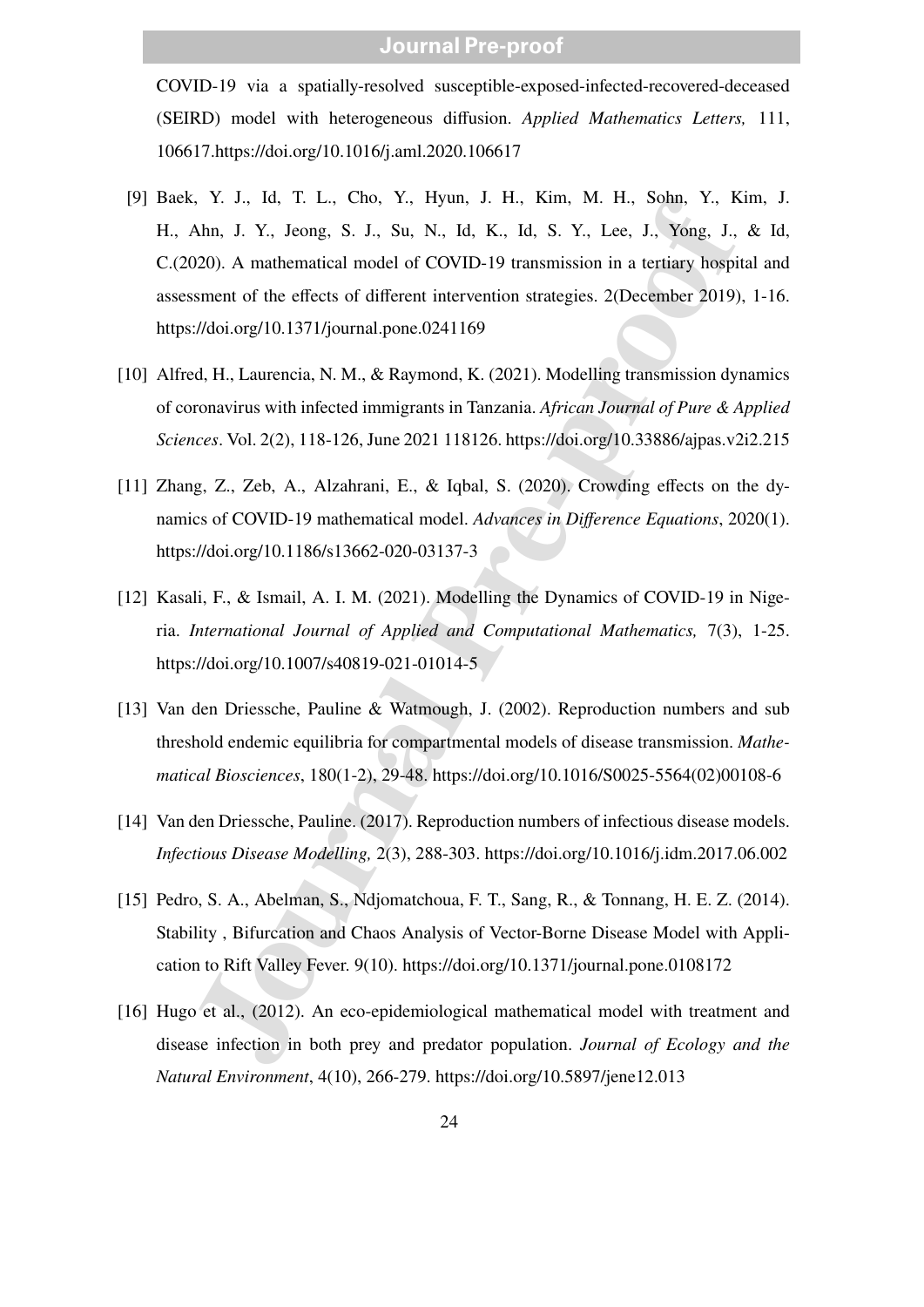COVID-19 via a spatially-resolved susceptible-exposed-infected-recovered-deceased (SEIRD) model with heterogeneous diffusion. *Applied Mathematics Letters,* 111, 106617.https://doi.org/10.1016/j.aml.2020.106617

[9] Baek, Y. J., Id, T. L., Cho, Y., Hyun, J. H., Kim, M. H., Sohn, Y., Kim, J. H., Ahn, J. Y., Jeong, S. J., Su, N., Id, K., Id, S. Y., Lee, J., Yong, J., & Id, C.(2020). A mathematical model of COVID-19 transmission in a tertiary hospital and assessment of the effects of different intervention strategies. 2(December 2019), 1-16. https://doi.org/10.1371/journal.pone.0241169

[10] Alfred, H., Laurencia, N. M., & Raymond, K. (2021). Modelling transmission dynamics of coronavirus with infected immigrants in Tanzania. *African Journal of Pure & Applied Sciences*. Vol. 2(2), 118-126, June 2021 118126. https://doi.org/10.33886/ajpas.v2i2.215

[11] Zhang, Z., Zeb, A., Alzahrani, E., & Iqbal, S. (2020). Crowding effects on the dynamics of COVID-19 mathematical model. *Advances in Difference Equations*, 2020(1). https://doi.org/10.1186/s13662-020-03137-3

[12] Kasali, F., & Ismail, A. I. M. (2021). Modelling the Dynamics of COVID-19 in Nigeria. *International Journal of Applied and Computational Mathematics,* 7(3), 1-25. https://doi.org/10.1007/s40819-021-01014-5

[13] Van den Driessche, Pauline & Watmough, J. (2002). Reproduction numbers and sub threshold endemic equilibria for compartmental models of disease transmission. *Mathematical Biosciences*, 180(1-2), 29-48. https://doi.org/10.1016/S0025-5564(02)00108-6

[14] Van den Driessche, Pauline. (2017). Reproduction numbers of infectious disease models. *Infectious Disease Modelling,* 2(3), 288-303. https://doi.org/10.1016/j.idm.2017.06.002

[15] Pedro, S. A., Abelman, S., Ndjomatchoua, F. T., Sang, R., & Tonnang, H. E. Z. (2014). Stability , Bifurcation and Chaos Analysis of Vector-Borne Disease Model with Application to Rift Valley Fever. 9(10). https://doi.org/10.1371/journal.pone.0108172

[16] Hugo et al., (2012). An eco-epidemiological mathematical model with treatment and disease infection in both prey and predator population. *Journal of Ecology and the Natural Environment*, 4(10), 266-279. https://doi.org/10.5897/jene12.013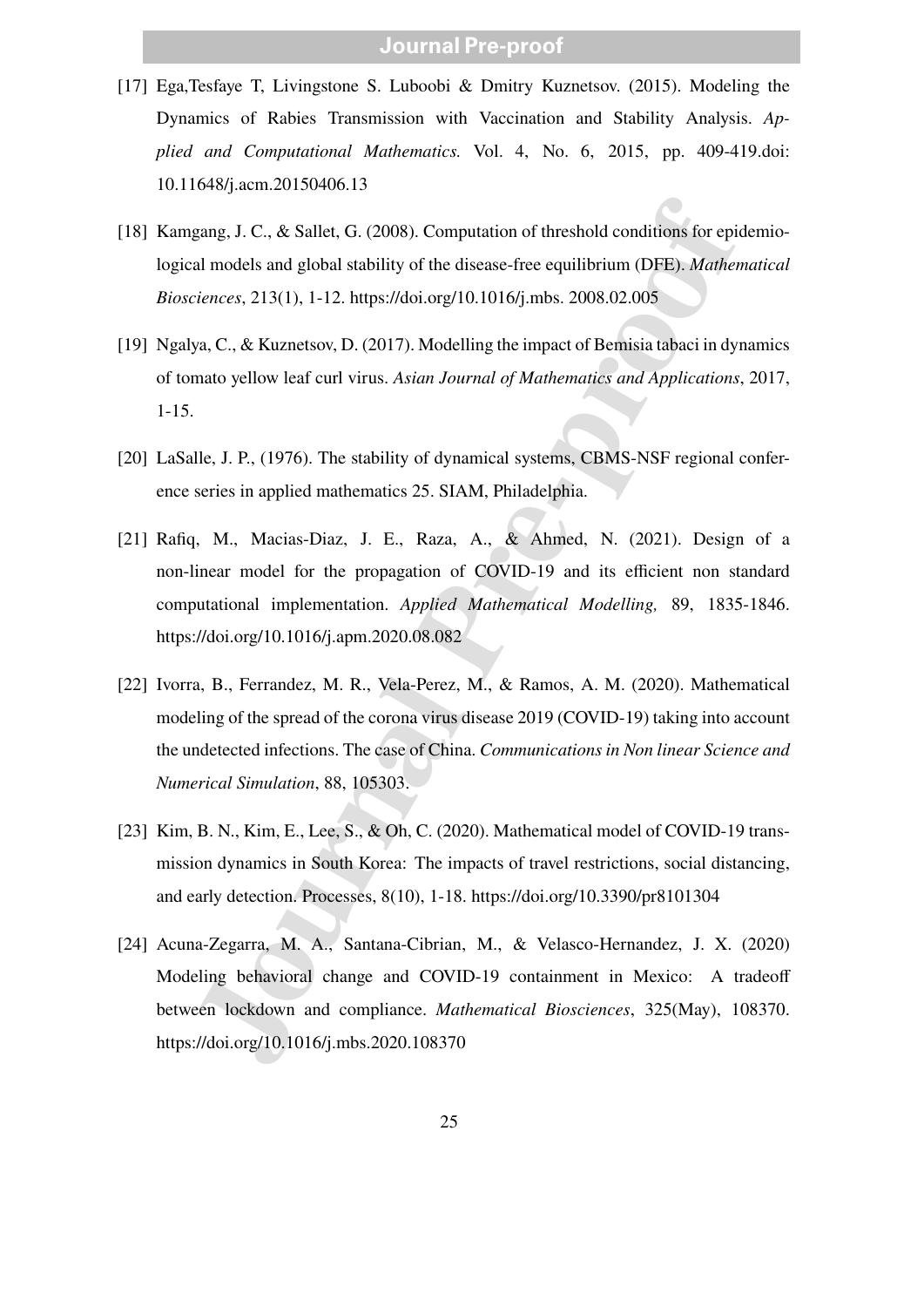[17] Ega,Tesfaye T, Livingstone S. Luboobi & Dmitry Kuznetsov. (2015). Modeling the Dynamics of Rabies Transmission with Vaccination and Stability Analysis. *Applied and Computational Mathematics.* Vol. 4, No. 6, 2015, pp. 409-419.doi: 10.11648/j.acm.20150406.13

[18] Kamgang, J. C., & Sallet, G. (2008). Computation of threshold conditions for epidemiological models and global stability of the disease-free equilibrium (DFE). *Mathematical Biosciences*, 213(1), 1-12. https://doi.org/10.1016/j.mbs. 2008.02.005

[19] Ngalya, C., & Kuznetsov, D. (2017). Modelling the impact of Bemisia tabaci in dynamics of tomato yellow leaf curl virus. *Asian Journal of Mathematics and Applications*, 2017, 1-15.

[20] LaSalle, J. P., (1976). The stability of dynamical systems, CBMS-NSF regional conference series in applied mathematics 25. SIAM, Philadelphia.

[21] Rafiq, M., Macias-Diaz, J. E., Raza, A., & Ahmed, N. (2021). Design of a non-linear model for the propagation of COVID-19 and its efficient non standard computational implementation. *Applied Mathematical Modelling,* 89, 1835-1846. https://doi.org/10.1016/j.apm.2020.08.082

[22] Ivorra, B., Ferrandez, M. R., Vela-Perez, M., & Ramos, A. M. (2020). Mathematical modeling of the spread of the corona virus disease 2019 (COVID-19) taking into account the undetected infections. The case of China. *Communications in Non linear Science and Numerical Simulation*, 88, 105303.

[23] Kim, B. N., Kim, E., Lee, S., & Oh, C. (2020). Mathematical model of COVID-19 transmission dynamics in South Korea: The impacts of travel restrictions, social distancing, and early detection. Processes, 8(10), 1-18. https://doi.org/10.3390/pr8101304

[24] Acuna-Zegarra, M. A., Santana-Cibrian, M., & Velasco-Hernandez, J. X. (2020) Modeling behavioral change and COVID-19 containment in Mexico: A tradeoff between lockdown and compliance. *Mathematical Biosciences*, 325(May), 108370. https://doi.org/10.1016/j.mbs.2020.108370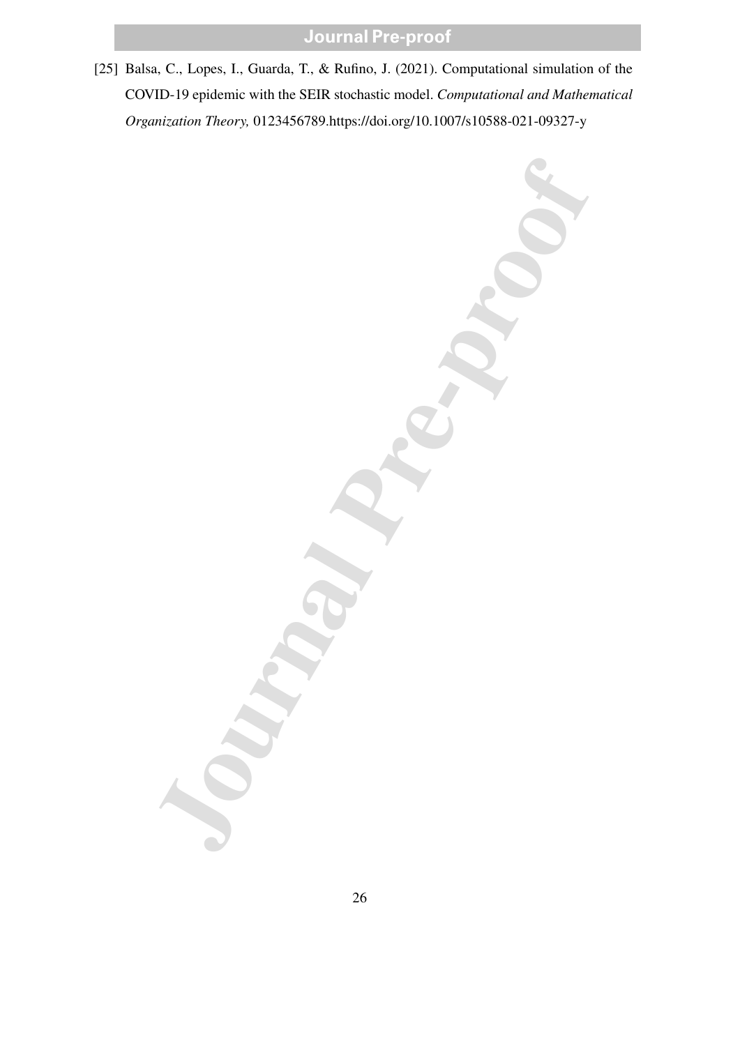[25] Balsa, C., Lopes, I., Guarda, T., & Rufino, J. (2021). Computational simulation of the COVID-19 epidemic with the SEIR stochastic model. *Computational and Mathematical Organization Theory,* 0123456789.https://doi.org/10.1007/s10588-021-09327-y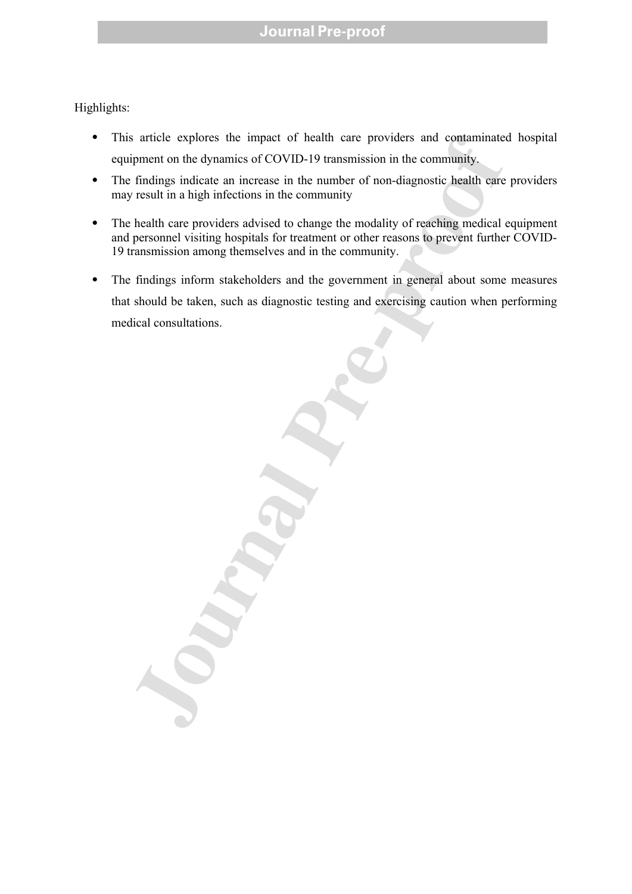Highlights:

- This article explores the impact of health care providers and contaminated hospital equipment on the dynamics of COVID-19 transmission in the community.
- The findings indicate an increase in the number of non-diagnostic health care providers may result in a high infections in the community
- The health care providers advised to change the modality of reaching medical equipment and personnel visiting hospitals for treatment or other reasons to prevent further COVID-19 transmission among themselves and in the community.
- The findings inform stakeholders and the government in general about some measures that should be taken, such as diagnostic testing and exercising caution when performing medical consultations.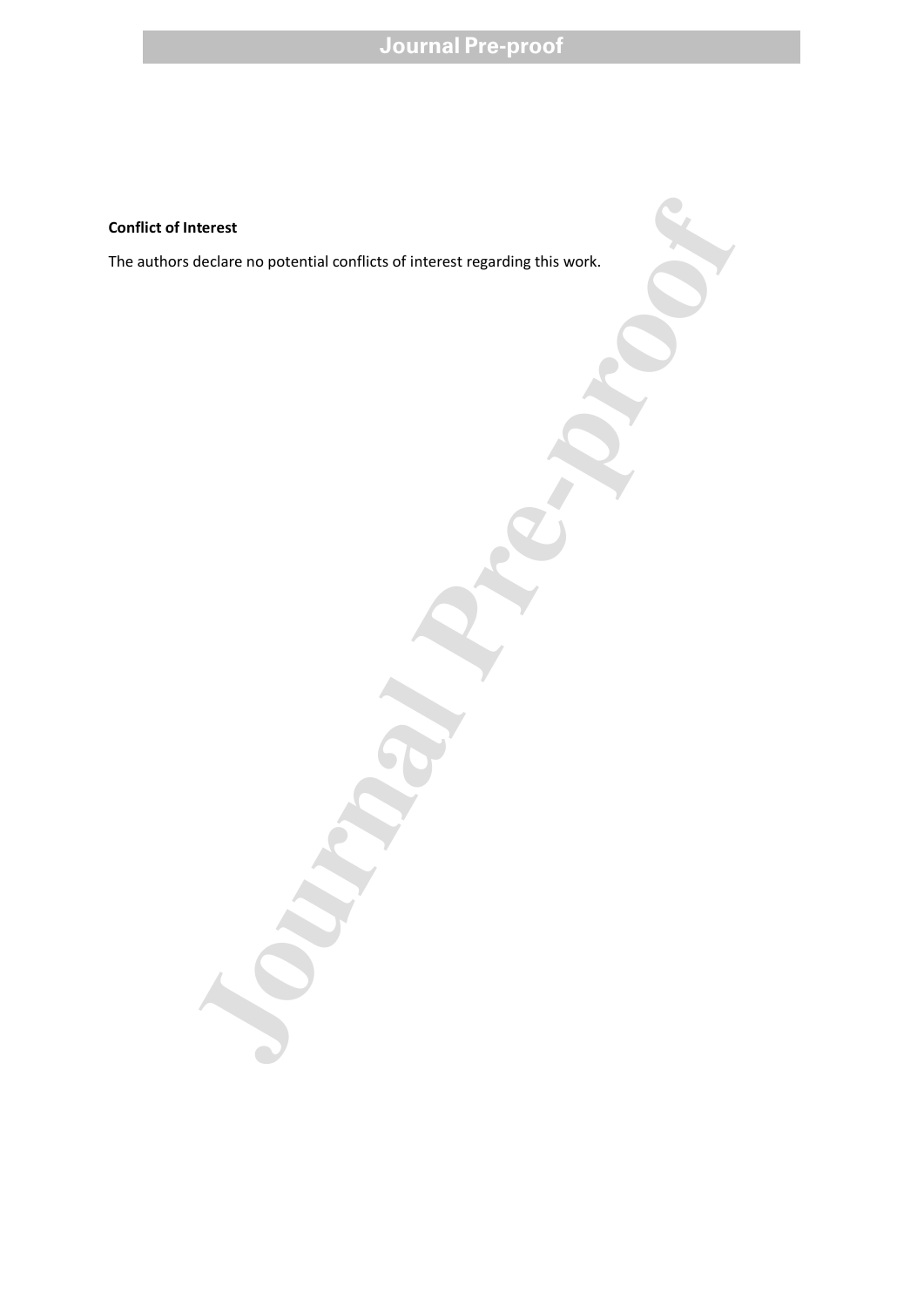**Conflict of Interest**

The authors declare no potential conflicts of interest regarding this work.